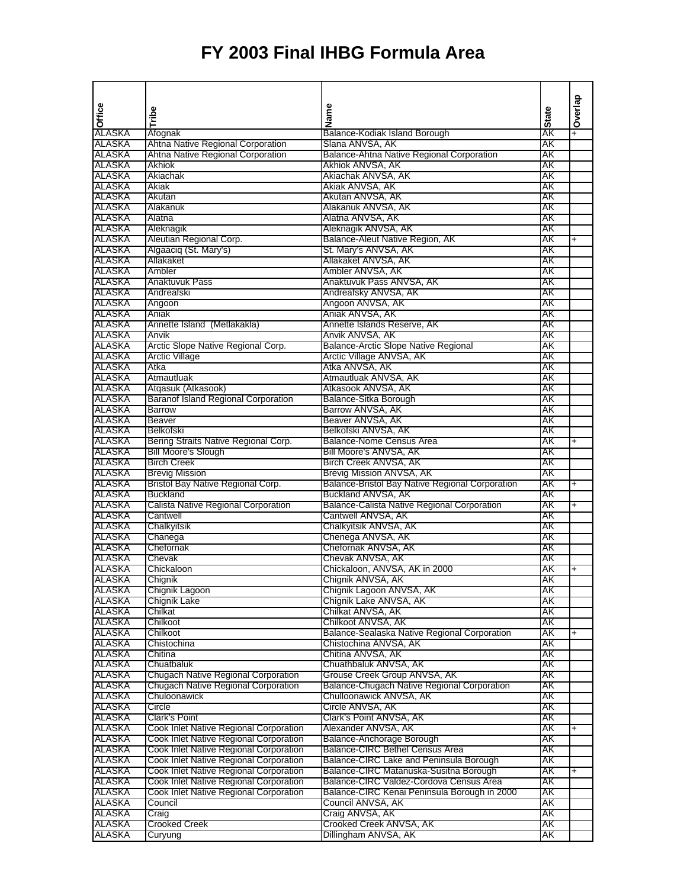# FY 2003 Final IHBG Formula Area

| Office | Tribe | Name | State | Overlap |
|---|---|---|---|---|
| ALASKA | Afognak | Balance-Kodiak Island Borough | AK | + |
| ALASKA | Ahtna Native Regional Corporation | Slana ANVSA, AK | AK | |
| ALASKA | Ahtna Native Regional Corporation | Balance-Ahtna Native Regional Corporation | AK | |
| ALASKA | Akhiok | Akhiok ANVSA, AK | AK | |
| ALASKA | Akiachak | Akiachak ANVSA, AK | AK | |
| ALASKA | Akiak | Akiak ANVSA, AK | AK | |
| ALASKA | Akutan | Akutan ANVSA, AK | AK | |
| ALASKA | Alakanuk | Alakanuk ANVSA, AK | AK | |
| ALASKA | Alatna | Alatna ANVSA, AK | AK | |
| ALASKA | Aleknagik | Aleknagik ANVSA, AK | AK | |
| ALASKA | Aleutian Regional Corp. | Balance-Aleut Native Region, AK | AK | + |
| ALASKA | Algaaciq (St. Mary's) | St. Mary's ANVSA, AK | AK | |
| ALASKA | Allakaket | Allakaket ANVSA, AK | AK | |
| ALASKA | Ambler | Ambler ANVSA, AK | AK | |
| ALASKA | Anaktuvuk Pass | Anaktuvuk Pass ANVSA, AK | AK | |
| ALASKA | Andreafski | Andreafsky ANVSA, AK | AK | |
| ALASKA | Angoon | Angoon ANVSA, AK | AK | |
| ALASKA | Aniak | Aniak ANVSA, AK | AK | |
| ALASKA | Annette Island (Metlakakla) | Annette Islands Reserve, AK | AK | |
| ALASKA | Anvik | Anvik ANVSA, AK | AK | |
| ALASKA | Arctic Slope Native Regional Corp. | Balance-Arctic Slope Native Regional | AK | |
| ALASKA | Arctic Village | Arctic Village ANVSA, AK | AK | |
| ALASKA | Atka | Atka ANVSA, AK | AK | |
| ALASKA | Atmautluak | Atmautluak ANVSA, AK | AK | |
| ALASKA | Atqasuk (Atkasook) | Atkasook ANVSA, AK | AK | |
| ALASKA | Baranof Island Regional Corporation | Balance-Sitka Borough | AK | |
| ALASKA | Barrow | Barrow ANVSA, AK | AK | |
| ALASKA | Beaver | Beaver ANVSA, AK | AK | |
| ALASKA | Belkofski | Belkofski ANVSA, AK | AK | |
| ALASKA | Bering Straits Native Regional Corp. | Balance-Nome Census Area | AK | + |
| ALASKA | Bill Moore's Slough | Bill Moore's ANVSA, AK | AK | |
| ALASKA | Birch Creek | Birch Creek ANVSA, AK | AK | |
| ALASKA | Brevig Mission | Brevig Mission ANVSA, AK | AK | |
| ALASKA | Bristol Bay Native Regional Corp. | Balance-Bristol Bay Native Regional Corporation | AK | + |
| ALASKA | Buckland | Buckland ANVSA, AK | AK | |
| ALASKA | Calista Native Regional Corporation | Balance-Calista Native Regional Corporation | AK | + |
| ALASKA | Cantwell | Cantwell ANVSA, AK | AK | |
| ALASKA | Chalkyitsik | Chalkyitsik ANVSA, AK | AK | |
| ALASKA | Chanega | Chenega ANVSA, AK | AK | |
| ALASKA | Chefornak | Chefornak ANVSA, AK | AK | |
| ALASKA | Chevak | Chevak ANVSA, AK | AK | |
| ALASKA | Chickaloon | Chickaloon, ANVSA, AK in 2000 | AK | + |
| ALASKA | Chignik | Chignik ANVSA, AK | AK | |
| ALASKA | Chignik Lagoon | Chignik Lagoon ANVSA, AK | AK | |
| ALASKA | Chignik Lake | Chignik Lake ANVSA, AK | AK | |
| ALASKA | Chilkat | Chilkat ANVSA, AK | AK | |
| ALASKA | Chilkoot | Chilkoot ANVSA, AK | AK | |
| ALASKA | Chilkoot | Balance-Sealaska Native Regional Corporation | AK | + |
| ALASKA | Chistochina | Chistochina ANVSA, AK | AK | |
| ALASKA | Chitina | Chitina ANVSA, AK | AK | |
| ALASKA | Chuatbaluk | Chuathbaluk ANVSA, AK | AK | |
| ALASKA | Chugach Native Regional Corporation | Grouse Creek Group ANVSA, AK | AK | |
| ALASKA | Chugach Native Regional Corporation | Balance-Chugach Native Regional Corporation | AK | |
| ALASKA | Chuloonawick | Chulloonawick ANVSA, AK | AK | |
| ALASKA | Circle | Circle ANVSA, AK | AK | |
| ALASKA | Clark's Point | Clark's Point ANVSA, AK | AK | |
| ALASKA | Cook Inlet Native Regional Corporation | Alexander ANVSA, AK | AK | + |
| ALASKA | Cook Inlet Native Regional Corporation | Balance-Anchorage Borough | AK | |
| ALASKA | Cook Inlet Native Regional Corporation | Balance-CIRC Bethel Census Area | AK | |
| ALASKA | Cook Inlet Native Regional Corporation | Balance-CIRC Lake and Peninsula Borough | AK | |
| ALASKA | Cook Inlet Native Regional Corporation | Balance-CIRC Matanuska-Susitna Borough | AK | + |
| ALASKA | Cook Inlet Native Regional Corporation | Balance-CIRC Valdez-Cordova Census Area | AK | |
| ALASKA | Cook Inlet Native Regional Corporation | Balance-CIRC Kenai Peninsula Borough in 2000 | AK | |
| ALASKA | Council | Council ANVSA, AK | AK | |
| ALASKA | Craig | Craig ANVSA, AK | AK | |
| ALASKA | Crooked Creek | Crooked Creek ANVSA, AK | AK | |
| ALASKA | Curyung | Dillingham ANVSA, AK | AK | |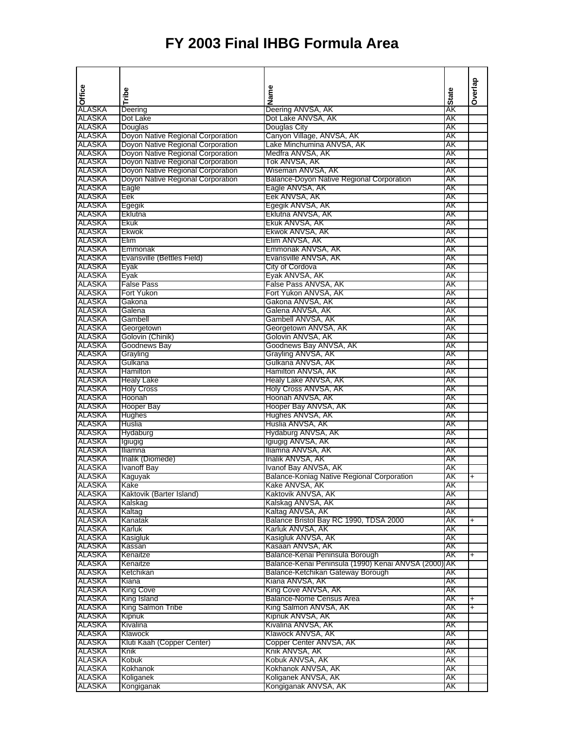# FY 2003 Final IHBG Formula Area

| Office | Tribe | Name | State | Overlap |
|---|---|---|---|---|
| ALASKA | Deering | Deering ANVSA, AK | AK | |
| ALASKA | Dot Lake | Dot Lake ANVSA, AK | AK | |
| ALASKA | Douglas | Douglas City | AK | |
| ALASKA | Doyon Native Regional Corporation | Canyon Village, ANVSA, AK | AK | |
| ALASKA | Doyon Native Regional Corporation | Lake Minchumina ANVSA, AK | AK | |
| ALASKA | Doyon Native Regional Corporation | Medfra ANVSA, AK | AK | |
| ALASKA | Doyon Native Regional Corporation | Tok ANVSA, AK | AK | |
| ALASKA | Doyon Native Regional Corporation | Wiseman ANVSA, AK | AK | |
| ALASKA | Doyon Native Regional Corporation | Balance-Doyon Native Regional Corporation | AK | |
| ALASKA | Eagle | Eagle ANVSA, AK | AK | |
| ALASKA | Eek | Eek ANVSA, AK | AK | |
| ALASKA | Egegik | Egegik ANVSA, AK | AK | |
| ALASKA | Eklutna | Eklutna ANVSA, AK | AK | |
| ALASKA | Ekuk | Ekuk ANVSA, AK | AK | |
| ALASKA | Ekwok | Ekwok ANVSA, AK | AK | |
| ALASKA | Elim | Elim ANVSA, AK | AK | |
| ALASKA | Emmonak | Emmonak ANVSA, AK | AK | |
| ALASKA | Evansville (Bettles Field) | Evansville ANVSA, AK | AK | |
| ALASKA | Eyak | City of Cordova | AK | |
| ALASKA | Eyak | Eyak ANVSA, AK | AK | |
| ALASKA | False Pass | False Pass ANVSA, AK | AK | |
| ALASKA | Fort Yukon | Fort Yukon ANVSA, AK | AK | |
| ALASKA | Gakona | Gakona ANVSA, AK | AK | |
| ALASKA | Galena | Galena ANVSA, AK | AK | |
| ALASKA | Gambell | Gambell ANVSA, AK | AK | |
| ALASKA | Georgetown | Georgetown ANVSA, AK | AK | |
| ALASKA | Golovin (Chinik) | Golovin ANVSA, AK | AK | |
| ALASKA | Goodnews Bay | Goodnews Bay ANVSA, AK | AK | |
| ALASKA | Grayling | Grayling ANVSA, AK | AK | |
| ALASKA | Gulkana | Gulkana ANVSA, AK | AK | |
| ALASKA | Hamilton | Hamilton ANVSA, AK | AK | |
| ALASKA | Healy Lake | Healy Lake ANVSA, AK | AK | |
| ALASKA | Holy Cross | Holy Cross ANVSA, AK | AK | |
| ALASKA | Hoonah | Hoonah ANVSA, AK | AK | |
| ALASKA | Hooper Bay | Hooper Bay ANVSA, AK | AK | |
| ALASKA | Hughes | Hughes ANVSA, AK | AK | |
| ALASKA | Huslia | Huslia ANVSA, AK | AK | |
| ALASKA | Hydaburg | Hydaburg ANVSA, AK | AK | |
| ALASKA | Igiugig | Igiugig ANVSA, AK | AK | |
| ALASKA | Iliamna | Iliamna ANVSA, AK | AK | |
| ALASKA | Inalik (Diomede) | Inalik ANVSA, AK | AK | |
| ALASKA | Ivanoff Bay | Ivanof Bay ANVSA, AK | AK | |
| ALASKA | Kaguyak | Balance-Koniag Native Regional Corporation | AK | + |
| ALASKA | Kake | Kake ANVSA, AK | AK | |
| ALASKA | Kaktovik (Barter Island) | Kaktovik ANVSA, AK | AK | |
| ALASKA | Kalskag | Kalskag ANVSA, AK | AK | |
| ALASKA | Kaltag | Kaltag ANVSA, AK | AK | |
| ALASKA | Kanatak | Balance Bristol Bay RC 1990, TDSA 2000 | AK | + |
| ALASKA | Karluk | Karluk ANVSA, AK | AK | |
| ALASKA | Kasigluk | Kasigluk ANVSA, AK | AK | |
| ALASKA | Kassan | Kasaan ANVSA, AK | AK | |
| ALASKA | Kenaitze | Balance-Kenai Peninsula Borough | AK | + |
| ALASKA | Kenaitze | Balance-Kenai Peninsula (1990) Kenai ANVSA (2000) | AK | |
| ALASKA | Ketchikan | Balance-Ketchikan Gateway Borough | AK | |
| ALASKA | Kiana | Kiana ANVSA, AK | AK | |
| ALASKA | King Cove | King Cove ANVSA, AK | AK | |
| ALASKA | King Island | Balance-Nome Census Area | AK | + |
| ALASKA | King Salmon Tribe | King Salmon ANVSA, AK | AK | + |
| ALASKA | Kipnuk | Kipnuk ANVSA, AK | AK | |
| ALASKA | Kivalina | Kivalina ANVSA, AK | AK | |
| ALASKA | Klawock | Klawock ANVSA, AK | AK | |
| ALASKA | Kluti Kaah (Copper Center) | Copper Center ANVSA, AK | AK | |
| ALASKA | Knik | Knik ANVSA, AK | AK | |
| ALASKA | Kobuk | Kobuk ANVSA, AK | AK | |
| ALASKA | Kokhanok | Kokhanok ANVSA, AK | AK | |
| ALASKA | Koliganek | Koliganek ANVSA, AK | AK | |
| ALASKA | Kongiganak | Kongiganak ANVSA, AK | AK | |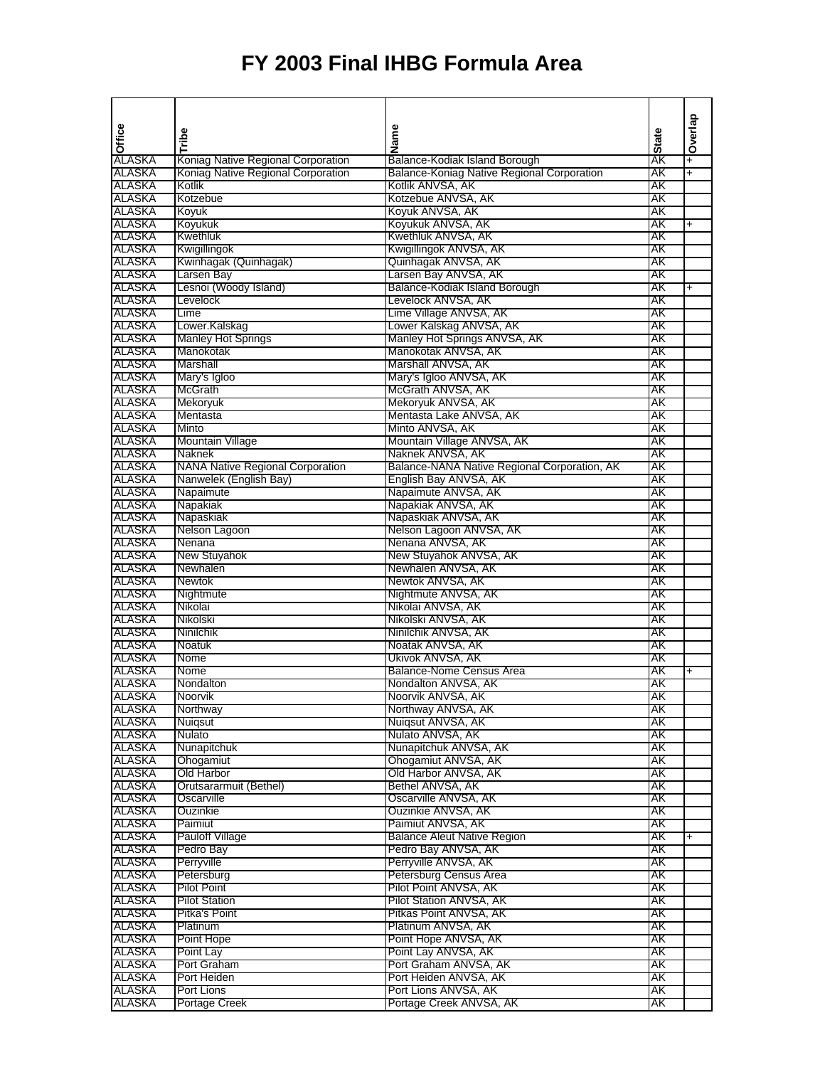# FY 2003 Final IHBG Formula Area

| Office | Tribe | Name | State | Overlap |
|---|---|---|---|---|
| ALASKA | Koniag Native Regional Corporation | Balance-Kodiak Island Borough | AK | + |
| ALASKA | Koniag Native Regional Corporation | Balance-Koniag Native Regional Corporation | AK | + |
| ALASKA | Kotlik | Kotlik ANVSA, AK | AK | |
| ALASKA | Kotzebue | Kotzebue ANVSA, AK | AK | |
| ALASKA | Koyuk | Koyuk ANVSA, AK | AK | |
| ALASKA | Koyukuk | Koyukuk ANVSA, AK | AK | + |
| ALASKA | Kwethluk | Kwethluk ANVSA, AK | AK | |
| ALASKA | Kwigillingok | Kwigillingok ANVSA, AK | AK | |
| ALASKA | Kwinhagak (Quinhagak) | Quinhagak ANVSA, AK | AK | |
| ALASKA | Larsen Bay | Larsen Bay ANVSA, AK | AK | |
| ALASKA | Lesnoi (Woody Island) | Balance-Kodiak Island Borough | AK | + |
| ALASKA | Levelock | Levelock ANVSA, AK | AK | |
| ALASKA | Lime | Lime Village ANVSA, AK | AK | |
| ALASKA | Lower.Kalskag | Lower Kalskag ANVSA, AK | AK | |
| ALASKA | Manley Hot Springs | Manley Hot Springs ANVSA, AK | AK | |
| ALASKA | Manokotak | Manokotak ANVSA, AK | AK | |
| ALASKA | Marshall | Marshall ANVSA, AK | AK | |
| ALASKA | Mary's Igloo | Mary's Igloo ANVSA, AK | AK | |
| ALASKA | McGrath | McGrath ANVSA, AK | AK | |
| ALASKA | Mekoryuk | Mekoryuk ANVSA, AK | AK | |
| ALASKA | Mentasta | Mentasta Lake ANVSA, AK | AK | |
| ALASKA | Minto | Minto ANVSA, AK | AK | |
| ALASKA | Mountain Village | Mountain Village ANVSA, AK | AK | |
| ALASKA | Naknek | Naknek ANVSA, AK | AK | |
| ALASKA | NANA Native Regional Corporation | Balance-NANA Native Regional Corporation, AK | AK | |
| ALASKA | Nanwelek (English Bay) | English Bay ANVSA, AK | AK | |
| ALASKA | Napaimute | Napaimute ANVSA, AK | AK | |
| ALASKA | Napakiak | Napakiak ANVSA, AK | AK | |
| ALASKA | Napaskiak | Napaskiak ANVSA, AK | AK | |
| ALASKA | Nelson Lagoon | Nelson Lagoon ANVSA, AK | AK | |
| ALASKA | Nenana | Nenana ANVSA, AK | AK | |
| ALASKA | New Stuyahok | New Stuyahok ANVSA, AK | AK | |
| ALASKA | Newhalen | Newhalen ANVSA, AK | AK | |
| ALASKA | Newtok | Newtok ANVSA, AK | AK | |
| ALASKA | Nightmute | Nightmute ANVSA, AK | AK | |
| ALASKA | Nikolai | Nikolai ANVSA, AK | AK | |
| ALASKA | Nikolski | Nikolski ANVSA, AK | AK | |
| ALASKA | Ninilchik | Ninilchik ANVSA, AK | AK | |
| ALASKA | Noatuk | Noatak ANVSA, AK | AK | |
| ALASKA | Nome | Ukivok ANVSA, AK | AK | |
| ALASKA | Nome | Balance-Nome Census Area | AK | + |
| ALASKA | Nondalton | Nondalton ANVSA, AK | AK | |
| ALASKA | Noorvik | Noorvik ANVSA, AK | AK | |
| ALASKA | Northway | Northway ANVSA, AK | AK | |
| ALASKA | Nuiqsut | Nuiqsut ANVSA, AK | AK | |
| ALASKA | Nulato | Nulato ANVSA, AK | AK | |
| ALASKA | Nunapitchuk | Nunapitchuk ANVSA, AK | AK | |
| ALASKA | Ohogamiut | Ohogamiut ANVSA, AK | AK | |
| ALASKA | Old Harbor | Old Harbor ANVSA, AK | AK | |
| ALASKA | Orutsararmuit (Bethel) | Bethel ANVSA, AK | AK | |
| ALASKA | Oscarville | Oscarville ANVSA, AK | AK | |
| ALASKA | Ouzinkie | Ouzinkie ANVSA, AK | AK | |
| ALASKA | Paimiut | Paimiut ANVSA, AK | AK | |
| ALASKA | Pauloff Village | Balance Aleut Native Region | AK | + |
| ALASKA | Pedro Bay | Pedro Bay ANVSA, AK | AK | |
| ALASKA | Perryville | Perryville ANVSA, AK | AK | |
| ALASKA | Petersburg | Petersburg Census Area | AK | |
| ALASKA | Pilot Point | Pilot Point ANVSA, AK | AK | |
| ALASKA | Pilot Station | Pilot Station ANVSA, AK | AK | |
| ALASKA | Pitka's Point | Pitkas Point ANVSA, AK | AK | |
| ALASKA | Platinum | Platinum ANVSA, AK | AK | |
| ALASKA | Point Hope | Point Hope ANVSA, AK | AK | |
| ALASKA | Point Lay | Point Lay ANVSA, AK | AK | |
| ALASKA | Port Graham | Port Graham ANVSA, AK | AK | |
| ALASKA | Port Heiden | Port Heiden ANVSA, AK | AK | |
| ALASKA | Port Lions | Port Lions ANVSA, AK | AK | |
| ALASKA | Portage Creek | Portage Creek ANVSA, AK | AK | |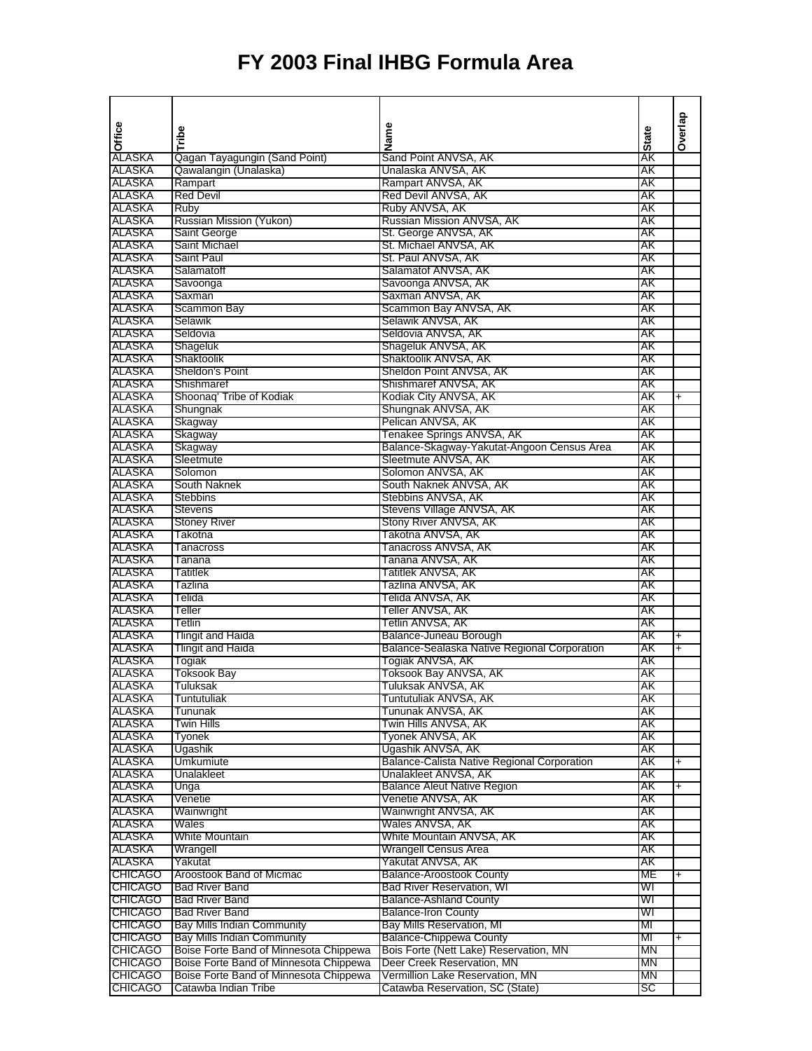# FY 2003 Final IHBG Formula Area

| Office | Tribe | Name | State | Overlap |
|---|---|---|---|---|
| ALASKA | Qagan Tayagungin (Sand Point) | Sand Point ANVSA, AK | AK | |
| ALASKA | Qawalangin (Unalaska) | Unalaska ANVSA, AK | AK | |
| ALASKA | Rampart | Rampart ANVSA, AK | AK | |
| ALASKA | Red Devil | Red Devil ANVSA, AK | AK | |
| ALASKA | Ruby | Ruby ANVSA, AK | AK | |
| ALASKA | Russian Mission (Yukon) | Russian Mission ANVSA, AK | AK | |
| ALASKA | Saint George | St. George ANVSA, AK | AK | |
| ALASKA | Saint Michael | St. Michael ANVSA, AK | AK | |
| ALASKA | Saint Paul | St. Paul ANVSA, AK | AK | |
| ALASKA | Salamatoff | Salamatof ANVSA, AK | AK | |
| ALASKA | Savoonga | Savoonga ANVSA, AK | AK | |
| ALASKA | Saxman | Saxman ANVSA, AK | AK | |
| ALASKA | Scammon Bay | Scammon Bay ANVSA, AK | AK | |
| ALASKA | Selawik | Selawik ANVSA, AK | AK | |
| ALASKA | Seldovia | Seldovia ANVSA, AK | AK | |
| ALASKA | Shageluk | Shageluk ANVSA, AK | AK | |
| ALASKA | Shaktoolik | Shaktoolik ANVSA, AK | AK | |
| ALASKA | Sheldon's Point | Sheldon Point ANVSA, AK | AK | |
| ALASKA | Shishmaref | Shishmaref ANVSA, AK | AK | |
| ALASKA | Shoonaq' Tribe of Kodiak | Kodiak City ANVSA, AK | AK | + |
| ALASKA | Shungnak | Shungnak ANVSA, AK | AK | |
| ALASKA | Skagway | Pelican ANVSA, AK | AK | |
| ALASKA | Skagway | Tenakee Springs ANVSA, AK | AK | |
| ALASKA | Skagway | Balance-Skagway-Yakutat-Angoon Census Area | AK | |
| ALASKA | Sleetmute | Sleetmute ANVSA, AK | AK | |
| ALASKA | Solomon | Solomon ANVSA, AK | AK | |
| ALASKA | South Naknek | South Naknek ANVSA, AK | AK | |
| ALASKA | Stebbins | Stebbins ANVSA, AK | AK | |
| ALASKA | Stevens | Stevens Village ANVSA, AK | AK | |
| ALASKA | Stoney River | Stony River ANVSA, AK | AK | |
| ALASKA | Takotna | Takotna ANVSA, AK | AK | |
| ALASKA | Tanacross | Tanacross ANVSA, AK | AK | |
| ALASKA | Tanana | Tanana ANVSA, AK | AK | |
| ALASKA | Tatitlek | Tatitlek ANVSA, AK | AK | |
| ALASKA | Tazlina | Tazlina ANVSA, AK | AK | |
| ALASKA | Telida | Telida ANVSA, AK | AK | |
| ALASKA | Teller | Teller ANVSA, AK | AK | |
| ALASKA | Tetlin | Tetlin ANVSA, AK | AK | |
| ALASKA | Tlingit and Haida | Balance-Juneau Borough | AK | + |
| ALASKA | Tlingit and Haida | Balance-Sealaska Native Regional Corporation | AK | + |
| ALASKA | Togiak | Togiak ANVSA, AK | AK | |
| ALASKA | Toksook Bay | Toksook Bay ANVSA, AK | AK | |
| ALASKA | Tuluksak | Tuluksak ANVSA, AK | AK | |
| ALASKA | Tuntutuliak | Tuntutuliak ANVSA, AK | AK | |
| ALASKA | Tununak | Tununak ANVSA, AK | AK | |
| ALASKA | Twin Hills | Twin Hills ANVSA, AK | AK | |
| ALASKA | Tyonek | Tyonek ANVSA, AK | AK | |
| ALASKA | Ugashik | Ugashik ANVSA, AK | AK | |
| ALASKA | Umkumiute | Balance-Calista Native Regional Corporation | AK | + |
| ALASKA | Unalakleet | Unalakleet ANVSA, AK | AK | |
| ALASKA | Unga | Balance Aleut Native Region | AK | + |
| ALASKA | Venetie | Venetie ANVSA, AK | AK | |
| ALASKA | Wainwright | Wainwright ANVSA, AK | AK | |
| ALASKA | Wales | Wales ANVSA, AK | AK | |
| ALASKA | White Mountain | White Mountain ANVSA, AK | AK | |
| ALASKA | Wrangell | Wrangell Census Area | AK | |
| ALASKA | Yakutat | Yakutat ANVSA, AK | AK | |
| CHICAGO | Aroostook Band of Micmac | Balance-Aroostook County | ME | + |
| CHICAGO | Bad River Band | Bad River Reservation, WI | WI | |
| CHICAGO | Bad River Band | Balance-Ashland County | WI | |
| CHICAGO | Bad River Band | Balance-Iron County | WI | |
| CHICAGO | Bay Mills Indian Community | Bay Mills Reservation, MI | MI | |
| CHICAGO | Bay Mills Indian Community | Balance-Chippewa County | MI | + |
| CHICAGO | Boise Forte Band of Minnesota Chippewa | Bois Forte (Nett Lake) Reservation, MN | MN | |
| CHICAGO | Boise Forte Band of Minnesota Chippewa | Deer Creek Reservation, MN | MN | |
| CHICAGO | Boise Forte Band of Minnesota Chippewa | Vermillion Lake Reservation, MN | MN | |
| CHICAGO | Catawba Indian Tribe | Catawba Reservation, SC (State) | SC | |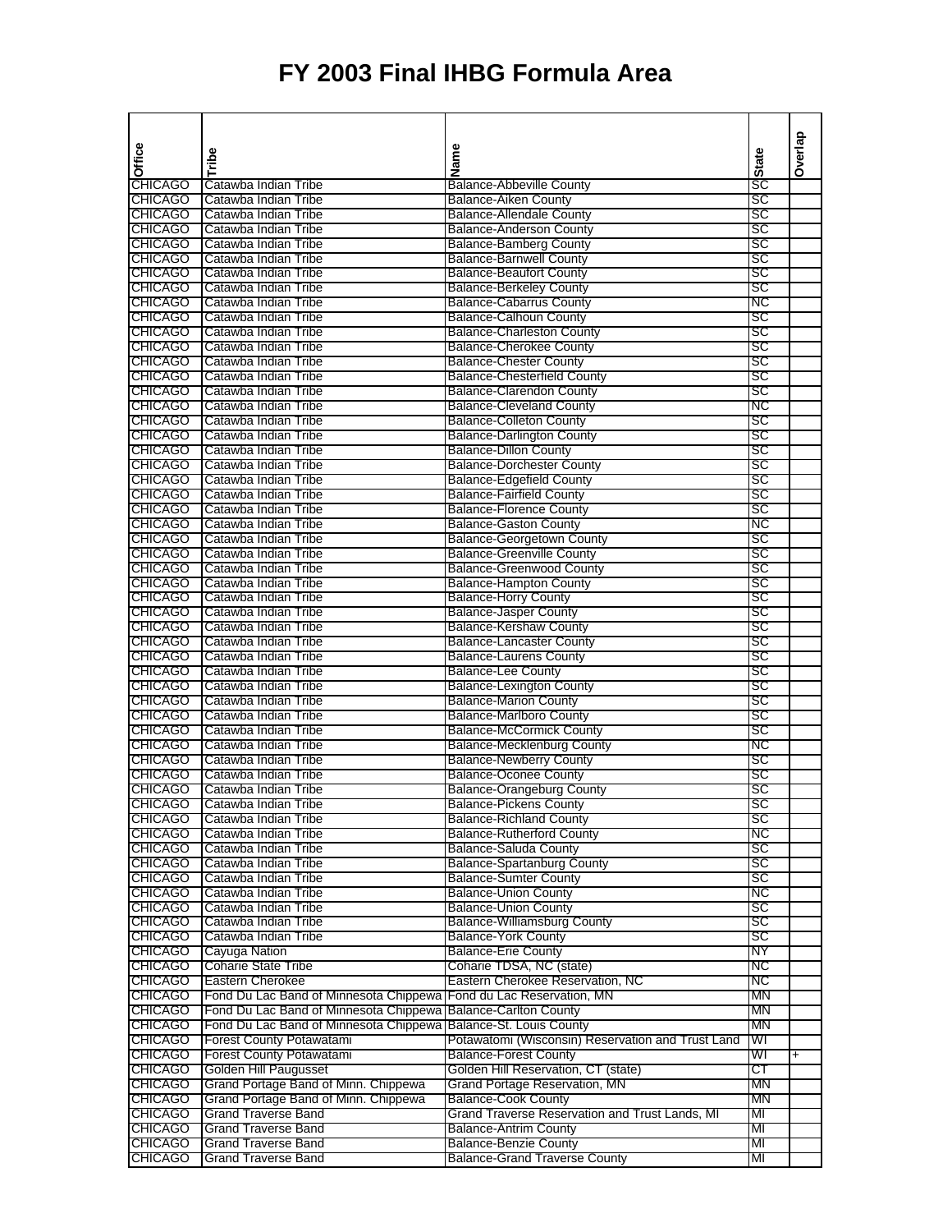# FY 2003 Final IHBG Formula Area

| Office | Tribe | Name | State | Overlap |
|---|---|---|---|---|
| CHICAGO | Catawba Indian Tribe | Balance-Abbeville County | SC | |
| CHICAGO | Catawba Indian Tribe | Balance-Aiken County | SC | |
| CHICAGO | Catawba Indian Tribe | Balance-Allendale County | SC | |
| CHICAGO | Catawba Indian Tribe | Balance-Anderson County | SC | |
| CHICAGO | Catawba Indian Tribe | Balance-Bamberg County | SC | |
| CHICAGO | Catawba Indian Tribe | Balance-Barnwell County | SC | |
| CHICAGO | Catawba Indian Tribe | Balance-Beaufort County | SC | |
| CHICAGO | Catawba Indian Tribe | Balance-Berkeley County | SC | |
| CHICAGO | Catawba Indian Tribe | Balance-Cabarrus County | NC | |
| CHICAGO | Catawba Indian Tribe | Balance-Calhoun County | SC | |
| CHICAGO | Catawba Indian Tribe | Balance-Charleston County | SC | |
| CHICAGO | Catawba Indian Tribe | Balance-Cherokee County | SC | |
| CHICAGO | Catawba Indian Tribe | Balance-Chester County | SC | |
| CHICAGO | Catawba Indian Tribe | Balance-Chesterfield County | SC | |
| CHICAGO | Catawba Indian Tribe | Balance-Clarendon County | SC | |
| CHICAGO | Catawba Indian Tribe | Balance-Cleveland County | NC | |
| CHICAGO | Catawba Indian Tribe | Balance-Colleton County | SC | |
| CHICAGO | Catawba Indian Tribe | Balance-Darlington County | SC | |
| CHICAGO | Catawba Indian Tribe | Balance-Dillon County | SC | |
| CHICAGO | Catawba Indian Tribe | Balance-Dorchester County | SC | |
| CHICAGO | Catawba Indian Tribe | Balance-Edgefield County | SC | |
| CHICAGO | Catawba Indian Tribe | Balance-Fairfield County | SC | |
| CHICAGO | Catawba Indian Tribe | Balance-Florence County | SC | |
| CHICAGO | Catawba Indian Tribe | Balance-Gaston County | NC | |
| CHICAGO | Catawba Indian Tribe | Balance-Georgetown County | SC | |
| CHICAGO | Catawba Indian Tribe | Balance-Greenville County | SC | |
| CHICAGO | Catawba Indian Tribe | Balance-Greenwood County | SC | |
| CHICAGO | Catawba Indian Tribe | Balance-Hampton County | SC | |
| CHICAGO | Catawba Indian Tribe | Balance-Horry County | SC | |
| CHICAGO | Catawba Indian Tribe | Balance-Jasper County | SC | |
| CHICAGO | Catawba Indian Tribe | Balance-Kershaw County | SC | |
| CHICAGO | Catawba Indian Tribe | Balance-Lancaster County | SC | |
| CHICAGO | Catawba Indian Tribe | Balance-Laurens County | SC | |
| CHICAGO | Catawba Indian Tribe | Balance-Lee County | SC | |
| CHICAGO | Catawba Indian Tribe | Balance-Lexington County | SC | |
| CHICAGO | Catawba Indian Tribe | Balance-Marion County | SC | |
| CHICAGO | Catawba Indian Tribe | Balance-Marlboro County | SC | |
| CHICAGO | Catawba Indian Tribe | Balance-McCormick County | SC | |
| CHICAGO | Catawba Indian Tribe | Balance-Mecklenburg County | NC | |
| CHICAGO | Catawba Indian Tribe | Balance-Newberry County | SC | |
| CHICAGO | Catawba Indian Tribe | Balance-Oconee County | SC | |
| CHICAGO | Catawba Indian Tribe | Balance-Orangeburg County | SC | |
| CHICAGO | Catawba Indian Tribe | Balance-Pickens County | SC | |
| CHICAGO | Catawba Indian Tribe | Balance-Richland County | SC | |
| CHICAGO | Catawba Indian Tribe | Balance-Rutherford County | NC | |
| CHICAGO | Catawba Indian Tribe | Balance-Saluda County | SC | |
| CHICAGO | Catawba Indian Tribe | Balance-Spartanburg County | SC | |
| CHICAGO | Catawba Indian Tribe | Balance-Sumter County | SC | |
| CHICAGO | Catawba Indian Tribe | Balance-Union County | NC | |
| CHICAGO | Catawba Indian Tribe | Balance-Union County | SC | |
| CHICAGO | Catawba Indian Tribe | Balance-Williamsburg County | SC | |
| CHICAGO | Catawba Indian Tribe | Balance-York County | SC | |
| CHICAGO | Cayuga Nation | Balance-Erie County | NY | |
| CHICAGO | Coharie State Tribe | Coharie TDSA, NC (state) | NC | |
| CHICAGO | Eastern Cherokee | Eastern Cherokee Reservation, NC | NC | |
| CHICAGO | Fond Du Lac Band of Minnesota Chippewa | Fond du Lac Reservation, MN | MN | |
| CHICAGO | Fond Du Lac Band of Minnesota Chippewa | Balance-Carlton County | MN | |
| CHICAGO | Fond Du Lac Band of Minnesota Chippewa | Balance-St. Louis County | MN | |
| CHICAGO | Forest County Potawatami | Potawatomi (Wisconsin) Reservation and Trust Land | WI | |
| CHICAGO | Forest County Potawatami | Balance-Forest County | WI | + |
| CHICAGO | Golden Hill Paugusset | Golden Hill Reservation, CT (state) | CT | |
| CHICAGO | Grand Portage Band of Minn. Chippewa | Grand Portage Reservation, MN | MN | |
| CHICAGO | Grand Portage Band of Minn. Chippewa | Balance-Cook County | MN | |
| CHICAGO | Grand Traverse Band | Grand Traverse Reservation and Trust Lands, MI | MI | |
| CHICAGO | Grand Traverse Band | Balance-Antrim County | MI | |
| CHICAGO | Grand Traverse Band | Balance-Benzie County | MI | |
| CHICAGO | Grand Traverse Band | Balance-Grand Traverse County | MI | |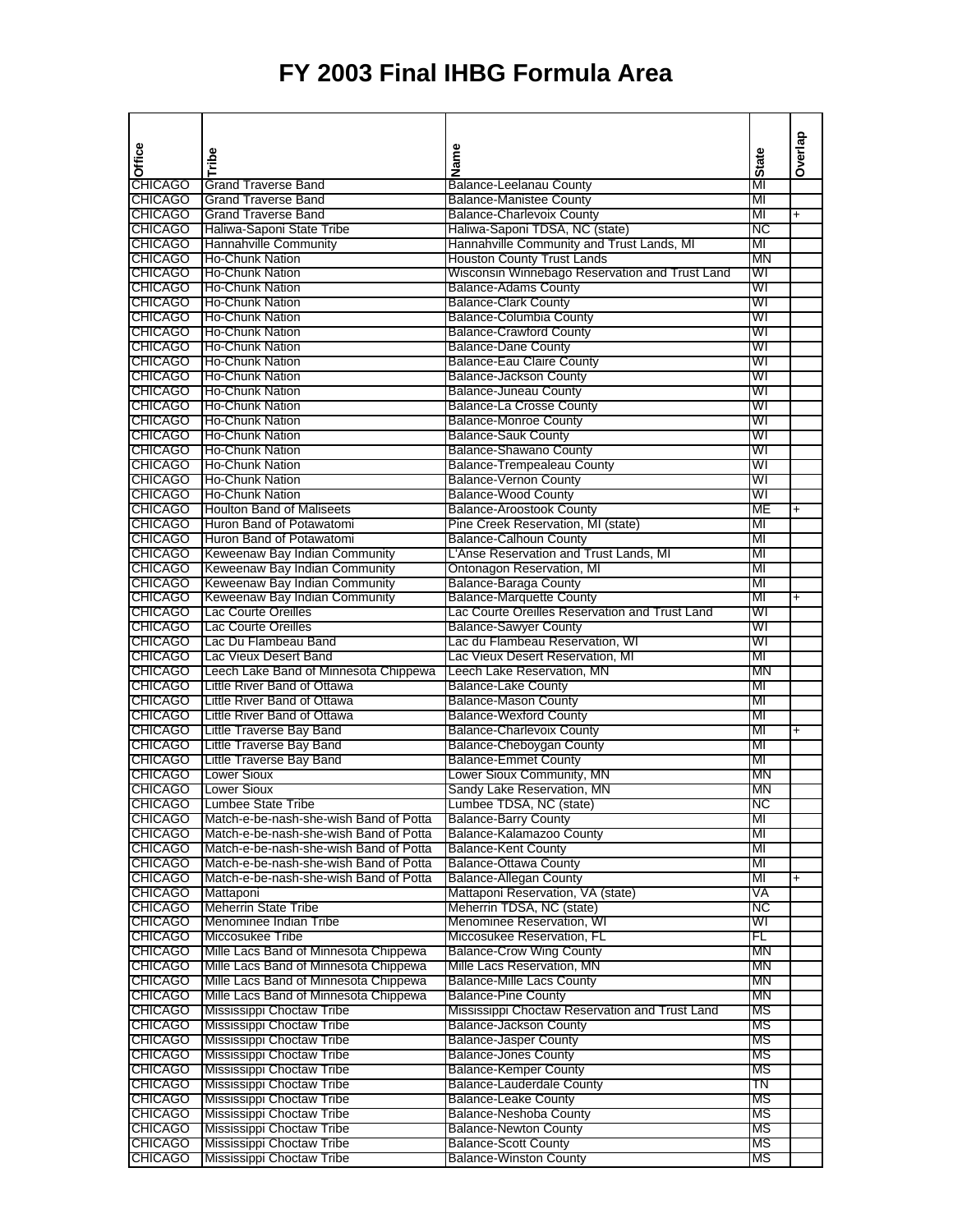# FY 2003 Final IHBG Formula Area

| Office | Tribe | Name | State | Overlap |
|---|---|---|---|---|
| CHICAGO | Grand Traverse Band | Balance-Leelanau County | MI | |
| CHICAGO | Grand Traverse Band | Balance-Manistee County | MI | |
| CHICAGO | Grand Traverse Band | Balance-Charlevoix County | MI | + |
| CHICAGO | Haliwa-Saponi State Tribe | Haliwa-Saponi TDSA, NC (state) | NC | |
| CHICAGO | Hannahville Community | Hannahville Community and Trust Lands, MI | MI | |
| CHICAGO | Ho-Chunk Nation | Houston County Trust Lands | MN | |
| CHICAGO | Ho-Chunk Nation | Wisconsin Winnebago Reservation and Trust Land | WI | |
| CHICAGO | Ho-Chunk Nation | Balance-Adams County | WI | |
| CHICAGO | Ho-Chunk Nation | Balance-Clark County | WI | |
| CHICAGO | Ho-Chunk Nation | Balance-Columbia County | WI | |
| CHICAGO | Ho-Chunk Nation | Balance-Crawford County | WI | |
| CHICAGO | Ho-Chunk Nation | Balance-Dane County | WI | |
| CHICAGO | Ho-Chunk Nation | Balance-Eau Claire County | WI | |
| CHICAGO | Ho-Chunk Nation | Balance-Jackson County | WI | |
| CHICAGO | Ho-Chunk Nation | Balance-Juneau County | WI | |
| CHICAGO | Ho-Chunk Nation | Balance-La Crosse County | WI | |
| CHICAGO | Ho-Chunk Nation | Balance-Monroe County | WI | |
| CHICAGO | Ho-Chunk Nation | Balance-Sauk County | WI | |
| CHICAGO | Ho-Chunk Nation | Balance-Shawano County | WI | |
| CHICAGO | Ho-Chunk Nation | Balance-Trempealeau County | WI | |
| CHICAGO | Ho-Chunk Nation | Balance-Vernon County | WI | |
| CHICAGO | Ho-Chunk Nation | Balance-Wood County | WI | |
| CHICAGO | Houlton Band of Maliseets | Balance-Aroostook County | ME | + |
| CHICAGO | Huron Band of Potawatomi | Pine Creek Reservation, MI (state) | MI | |
| CHICAGO | Huron Band of Potawatomi | Balance-Calhoun County | MI | |
| CHICAGO | Keweenaw Bay Indian Community | L'Anse Reservation and Trust Lands, MI | MI | |
| CHICAGO | Keweenaw Bay Indian Community | Ontonagon Reservation, MI | MI | |
| CHICAGO | Keweenaw Bay Indian Community | Balance-Baraga County | MI | |
| CHICAGO | Keweenaw Bay Indian Community | Balance-Marquette County | MI | + |
| CHICAGO | Lac Courte Oreilles | Lac Courte Oreilles Reservation and Trust Land | WI | |
| CHICAGO | Lac Courte Oreilles | Balance-Sawyer County | WI | |
| CHICAGO | Lac Du Flambeau Band | Lac du Flambeau Reservation, WI | WI | |
| CHICAGO | Lac Vieux Desert Band | Lac Vieux Desert Reservation, MI | MI | |
| CHICAGO | Leech Lake Band of Minnesota Chippewa | Leech Lake Reservation, MN | MN | |
| CHICAGO | Little River Band of Ottawa | Balance-Lake County | MI | |
| CHICAGO | Little River Band of Ottawa | Balance-Mason County | MI | |
| CHICAGO | Little River Band of Ottawa | Balance-Wexford County | MI | |
| CHICAGO | Little Traverse Bay Band | Balance-Charlevoix County | MI | + |
| CHICAGO | Little Traverse Bay Band | Balance-Cheboygan County | MI | |
| CHICAGO | Little Traverse Bay Band | Balance-Emmet County | MI | |
| CHICAGO | Lower Sioux | Lower Sioux Community, MN | MN | |
| CHICAGO | Lower Sioux | Sandy Lake Reservation, MN | MN | |
| CHICAGO | Lumbee State Tribe | Lumbee TDSA, NC (state) | NC | |
| CHICAGO | Match-e-be-nash-she-wish Band of Potta | Balance-Barry County | MI | |
| CHICAGO | Match-e-be-nash-she-wish Band of Potta | Balance-Kalamazoo County | MI | |
| CHICAGO | Match-e-be-nash-she-wish Band of Potta | Balance-Kent County | MI | |
| CHICAGO | Match-e-be-nash-she-wish Band of Potta | Balance-Ottawa County | MI | |
| CHICAGO | Match-e-be-nash-she-wish Band of Potta | Balance-Allegan County | MI | + |
| CHICAGO | Mattaponi | Mattaponi Reservation, VA (state) | VA | |
| CHICAGO | Meherrin State Tribe | Meherrin TDSA, NC (state) | NC | |
| CHICAGO | Menominee Indian Tribe | Menominee Reservation, WI | WI | |
| CHICAGO | Miccosukee Tribe | Miccosukee Reservation, FL | FL | |
| CHICAGO | Mille Lacs Band of Minnesota Chippewa | Balance-Crow Wing County | MN | |
| CHICAGO | Mille Lacs Band of Minnesota Chippewa | Mille Lacs Reservation, MN | MN | |
| CHICAGO | Mille Lacs Band of Minnesota Chippewa | Balance-Mille Lacs County | MN | |
| CHICAGO | Mille Lacs Band of Minnesota Chippewa | Balance-Pine County | MN | |
| CHICAGO | Mississippi Choctaw Tribe | Mississippi Choctaw Reservation and Trust Land | MS | |
| CHICAGO | Mississippi Choctaw Tribe | Balance-Jackson County | MS | |
| CHICAGO | Mississippi Choctaw Tribe | Balance-Jasper County | MS | |
| CHICAGO | Mississippi Choctaw Tribe | Balance-Jones County | MS | |
| CHICAGO | Mississippi Choctaw Tribe | Balance-Kemper County | MS | |
| CHICAGO | Mississippi Choctaw Tribe | Balance-Lauderdale County | TN | |
| CHICAGO | Mississippi Choctaw Tribe | Balance-Leake County | MS | |
| CHICAGO | Mississippi Choctaw Tribe | Balance-Neshoba County | MS | |
| CHICAGO | Mississippi Choctaw Tribe | Balance-Newton County | MS | |
| CHICAGO | Mississippi Choctaw Tribe | Balance-Scott County | MS | |
| CHICAGO | Mississippi Choctaw Tribe | Balance-Winston County | MS | |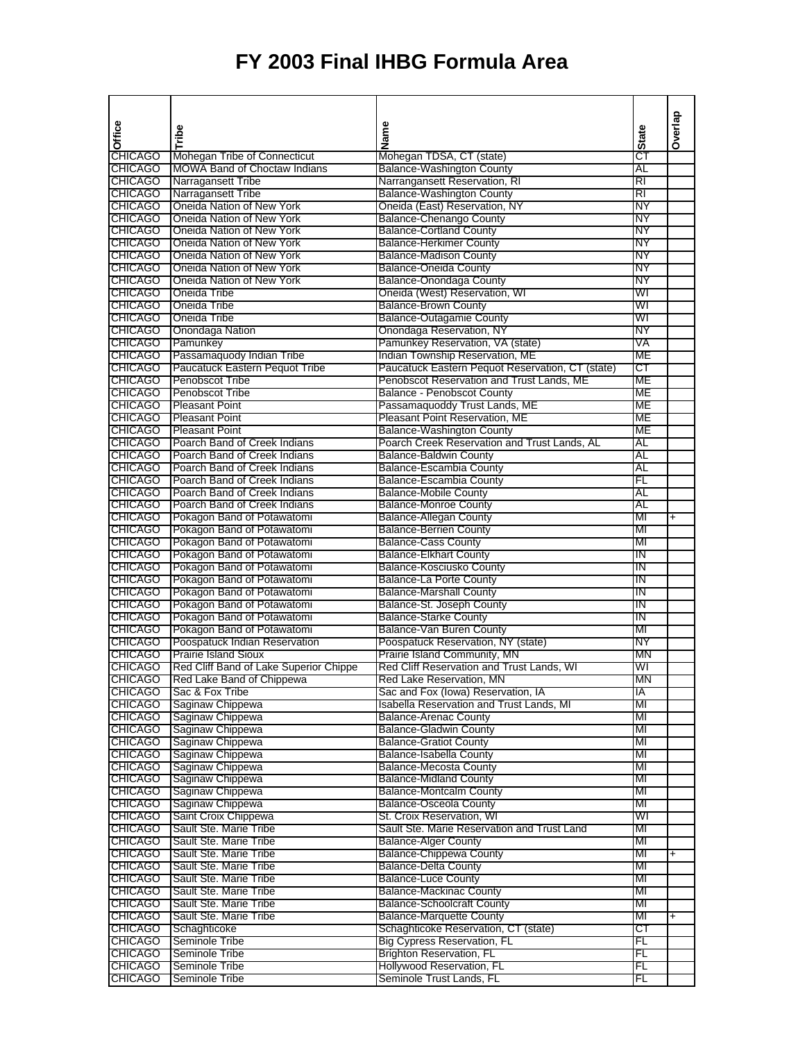# FY 2003 Final IHBG Formula Area

| Office | Tribe | Name | State | Overlap |
|---|---|---|---|---|
| CHICAGO | Mohegan Tribe of Connecticut | Mohegan TDSA, CT (state) | CT | |
| CHICAGO | MOWA Band of Choctaw Indians | Balance-Washington County | AL | |
| CHICAGO | Narragansett Tribe | Narragansett Reservation, RI | RI | |
| CHICAGO | Narragansett Tribe | Balance-Washington County | RI | |
| CHICAGO | Oneida Nation of New York | Oneida (East) Reservation, NY | NY | |
| CHICAGO | Oneida Nation of New York | Balance-Chenango County | NY | |
| CHICAGO | Oneida Nation of New York | Balance-Cortland County | NY | |
| CHICAGO | Oneida Nation of New York | Balance-Herkimer County | NY | |
| CHICAGO | Oneida Nation of New York | Balance-Madison County | NY | |
| CHICAGO | Oneida Nation of New York | Balance-Oneida County | NY | |
| CHICAGO | Oneida Nation of New York | Balance-Onondaga County | NY | |
| CHICAGO | Oneida Tribe | Oneida (West) Reservation, WI | WI | |
| CHICAGO | Oneida Tribe | Balance-Brown County | WI | |
| CHICAGO | Oneida Tribe | Balance-Outagamie County | WI | |
| CHICAGO | Onondaga Nation | Onondaga Reservation, NY | NY | |
| CHICAGO | Pamunkey | Pamunkey Reservation, VA (state) | VA | |
| CHICAGO | Passamaquody Indian Tribe | Indian Township Reservation, ME | ME | |
| CHICAGO | Paucatuck Eastern Pequot Tribe | Paucatuck Eastern Pequot Reservation, CT (state) | CT | |
| CHICAGO | Penobscot Tribe | Penobscot Reservation and Trust Lands, ME | ME | |
| CHICAGO | Penobscot Tribe | Balance - Penobscot County | ME | |
| CHICAGO | Pleasant Point | Passamaquoddy Trust Lands, ME | ME | |
| CHICAGO | Pleasant Point | Pleasant Point Reservation, ME | ME | |
| CHICAGO | Pleasant Point | Balance-Washington County | ME | |
| CHICAGO | Poarch Band of Creek Indians | Poarch Creek Reservation and Trust Lands, AL | AL | |
| CHICAGO | Poarch Band of Creek Indians | Balance-Baldwin County | AL | |
| CHICAGO | Poarch Band of Creek Indians | Balance-Escambia County | AL | |
| CHICAGO | Poarch Band of Creek Indians | Balance-Escambia County | FL | |
| CHICAGO | Poarch Band of Creek Indians | Balance-Mobile County | AL | |
| CHICAGO | Poarch Band of Creek Indians | Balance-Monroe County | AL | |
| CHICAGO | Pokagon Band of Potawatomi | Balance-Allegan County | MI | + |
| CHICAGO | Pokagon Band of Potawatomi | Balance-Berrien County | MI | |
| CHICAGO | Pokagon Band of Potawatomi | Balance-Cass County | MI | |
| CHICAGO | Pokagon Band of Potawatomi | Balance-Elkhart County | IN | |
| CHICAGO | Pokagon Band of Potawatomi | Balance-Kosciusko County | IN | |
| CHICAGO | Pokagon Band of Potawatomi | Balance-La Porte County | IN | |
| CHICAGO | Pokagon Band of Potawatomi | Balance-Marshall County | IN | |
| CHICAGO | Pokagon Band of Potawatomi | Balance-St. Joseph County | IN | |
| CHICAGO | Pokagon Band of Potawatomi | Balance-Starke County | IN | |
| CHICAGO | Pokagon Band of Potawatomi | Balance-Van Buren County | MI | |
| CHICAGO | Poospatuck Indian Reservation | Poospatuck Reservation, NY (state) | NY | |
| CHICAGO | Prairie Island Sioux | Prairie Island Community, MN | MN | |
| CHICAGO | Red Cliff Band of Lake Superior Chippe | Red Cliff Reservation and Trust Lands, WI | WI | |
| CHICAGO | Red Lake Band of Chippewa | Red Lake Reservation, MN | MN | |
| CHICAGO | Sac & Fox Tribe | Sac and Fox (Iowa) Reservation, IA | IA | |
| CHICAGO | Saginaw Chippewa | Isabella Reservation and Trust Lands, MI | MI | |
| CHICAGO | Saginaw Chippewa | Balance-Arenac County | MI | |
| CHICAGO | Saginaw Chippewa | Balance-Gladwin County | MI | |
| CHICAGO | Saginaw Chippewa | Balance-Gratiot County | MI | |
| CHICAGO | Saginaw Chippewa | Balance-Isabella County | MI | |
| CHICAGO | Saginaw Chippewa | Balance-Mecosta County | MI | |
| CHICAGO | Saginaw Chippewa | Balance-Midland County | MI | |
| CHICAGO | Saginaw Chippewa | Balance-Montcalm County | MI | |
| CHICAGO | Saginaw Chippewa | Balance-Osceola County | MI | |
| CHICAGO | Saint Croix Chippewa | St. Croix Reservation, WI | WI | |
| CHICAGO | Sault Ste. Marie Tribe | Sault Ste. Marie Reservation and Trust Land | MI | |
| CHICAGO | Sault Ste. Marie Tribe | Balance-Alger County | MI | |
| CHICAGO | Sault Ste. Marie Tribe | Balance-Chippewa County | MI | + |
| CHICAGO | Sault Ste. Marie Tribe | Balance-Delta County | MI | |
| CHICAGO | Sault Ste. Marie Tribe | Balance-Luce County | MI | |
| CHICAGO | Sault Ste. Marie Tribe | Balance-Mackinac County | MI | |
| CHICAGO | Sault Ste. Marie Tribe | Balance-Schoolcraft County | MI | |
| CHICAGO | Sault Ste. Marie Tribe | Balance-Marquette County | MI | + |
| CHICAGO | Schaghticoke | Schaghticoke Reservation, CT (state) | CT | |
| CHICAGO | Seminole Tribe | Big Cypress Reservation, FL | FL | |
| CHICAGO | Seminole Tribe | Brighton Reservation, FL | FL | |
| CHICAGO | Seminole Tribe | Hollywood Reservation, FL | FL | |
| CHICAGO | Seminole Tribe | Seminole Trust Lands, FL | FL | |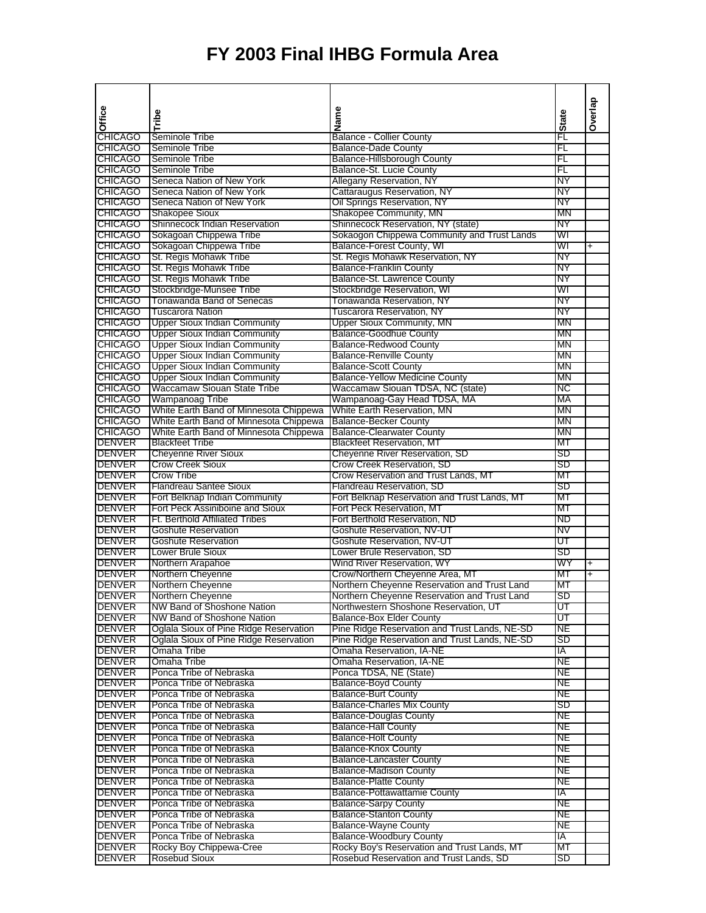# FY 2003 Final IHBG Formula Area

| Office | Tribe | Name | State | Overlap |
|---|---|---|---|---|
| CHICAGO | Seminole Tribe | Balance - Collier County | FL | |
| CHICAGO | Seminole Tribe | Balance-Dade County | FL | |
| CHICAGO | Seminole Tribe | Balance-Hillsborough County | FL | |
| CHICAGO | Seminole Tribe | Balance-St. Lucie County | FL | |
| CHICAGO | Seneca Nation of New York | Allegany Reservation, NY | NY | |
| CHICAGO | Seneca Nation of New York | Cattaraugus Reservation, NY | NY | |
| CHICAGO | Seneca Nation of New York | Oil Springs Reservation, NY | NY | |
| CHICAGO | Shakopee Sioux | Shakopee Community, MN | MN | |
| CHICAGO | Shinnecock Indian Reservation | Shinnecock Reservation, NY (state) | NY | |
| CHICAGO | Sokagoan Chippewa Tribe | Sokaogon Chippewa Community and Trust Lands | WI | |
| CHICAGO | Sokagoan Chippewa Tribe | Balance-Forest County, WI | WI | + |
| CHICAGO | St. Regis Mohawk Tribe | St. Regis Mohawk Reservation, NY | NY | |
| CHICAGO | St. Regis Mohawk Tribe | Balance-Franklin County | NY | |
| CHICAGO | St. Regis Mohawk Tribe | Balance-St. Lawrence County | NY | |
| CHICAGO | Stockbridge-Munsee Tribe | Stockbridge Reservation, WI | WI | |
| CHICAGO | Tonawanda Band of Senecas | Tonawanda Reservation, NY | NY | |
| CHICAGO | Tuscarora Nation | Tuscarora Reservation, NY | NY | |
| CHICAGO | Upper Sioux Indian Community | Upper Sioux Community, MN | MN | |
| CHICAGO | Upper Sioux Indian Community | Balance-Goodhue County | MN | |
| CHICAGO | Upper Sioux Indian Community | Balance-Redwood County | MN | |
| CHICAGO | Upper Sioux Indian Community | Balance-Renville County | MN | |
| CHICAGO | Upper Sioux Indian Community | Balance-Scott County | MN | |
| CHICAGO | Upper Sioux Indian Community | Balance-Yellow Medicine County | MN | |
| CHICAGO | Waccamaw Siouan State Tribe | Waccamaw Siouan TDSA, NC (state) | NC | |
| CHICAGO | Wampanoag Tribe | Wampanoag-Gay Head TDSA, MA | MA | |
| CHICAGO | White Earth Band of Minnesota Chippewa | White Earth Reservation, MN | MN | |
| CHICAGO | White Earth Band of Minnesota Chippewa | Balance-Becker County | MN | |
| CHICAGO | White Earth Band of Minnesota Chippewa | Balance-Clearwater County | MN | |
| DENVER | Blackfeet Tribe | Blackfeet Reservation, MT | MT | |
| DENVER | Cheyenne River Sioux | Cheyenne River Reservation, SD | SD | |
| DENVER | Crow Creek Sioux | Crow Creek Reservation, SD | SD | |
| DENVER | Crow Tribe | Crow Reservation and Trust Lands, MT | MT | |
| DENVER | Flandreau Santee Sioux | Flandreau Reservation, SD | SD | |
| DENVER | Fort Belknap Indian Community | Fort Belknap Reservation and Trust Lands, MT | MT | |
| DENVER | Fort Peck Assiniboine and Sioux | Fort Peck Reservation, MT | MT | |
| DENVER | Ft. Berthold Affiliated Tribes | Fort Berthold Reservation, ND | ND | |
| DENVER | Goshute Reservation | Goshute Reservation, NV-UT | NV | |
| DENVER | Goshute Reservation | Goshute Reservation, NV-UT | UT | |
| DENVER | Lower Brule Sioux | Lower Brule Reservation, SD | SD | |
| DENVER | Northern Arapahoe | Wind River Reservation, WY | WY | + |
| DENVER | Northern Cheyenne | Crow/Northern Cheyenne Area, MT | MT | + |
| DENVER | Northern Cheyenne | Northern Cheyenne Reservation and Trust Land | MT | |
| DENVER | Northern Cheyenne | Northern Cheyenne Reservation and Trust Land | SD | |
| DENVER | NW Band of Shoshone Nation | Northwestern Shoshone Reservation, UT | UT | |
| DENVER | NW Band of Shoshone Nation | Balance-Box Elder County | UT | |
| DENVER | Oglala Sioux of Pine Ridge Reservation | Pine Ridge Reservation and Trust Lands, NE-SD | NE | |
| DENVER | Oglala Sioux of Pine Ridge Reservation | Pine Ridge Reservation and Trust Lands, NE-SD | SD | |
| DENVER | Omaha Tribe | Omaha Reservation, IA-NE | IA | |
| DENVER | Omaha Tribe | Omaha Reservation, IA-NE | NE | |
| DENVER | Ponca Tribe of Nebraska | Ponca TDSA, NE (State) | NE | |
| DENVER | Ponca Tribe of Nebraska | Balance-Boyd County | NE | |
| DENVER | Ponca Tribe of Nebraska | Balance-Burt County | NE | |
| DENVER | Ponca Tribe of Nebraska | Balance-Charles Mix County | SD | |
| DENVER | Ponca Tribe of Nebraska | Balance-Douglas County | NE | |
| DENVER | Ponca Tribe of Nebraska | Balance-Hall County | NE | |
| DENVER | Ponca Tribe of Nebraska | Balance-Holt County | NE | |
| DENVER | Ponca Tribe of Nebraska | Balance-Knox County | NE | |
| DENVER | Ponca Tribe of Nebraska | Balance-Lancaster County | NE | |
| DENVER | Ponca Tribe of Nebraska | Balance-Madison County | NE | |
| DENVER | Ponca Tribe of Nebraska | Balance-Platte County | NE | |
| DENVER | Ponca Tribe of Nebraska | Balance-Pottawattamie County | IA | |
| DENVER | Ponca Tribe of Nebraska | Balance-Sarpy County | NE | |
| DENVER | Ponca Tribe of Nebraska | Balance-Stanton County | NE | |
| DENVER | Ponca Tribe of Nebraska | Balance-Wayne County | NE | |
| DENVER | Ponca Tribe of Nebraska | Balance-Woodbury County | IA | |
| DENVER | Rocky Boy Chippewa-Cree | Rocky Boy's Reservation and Trust Lands, MT | MT | |
| DENVER | Rosebud Sioux | Rosebud Reservation and Trust Lands, SD | SD | |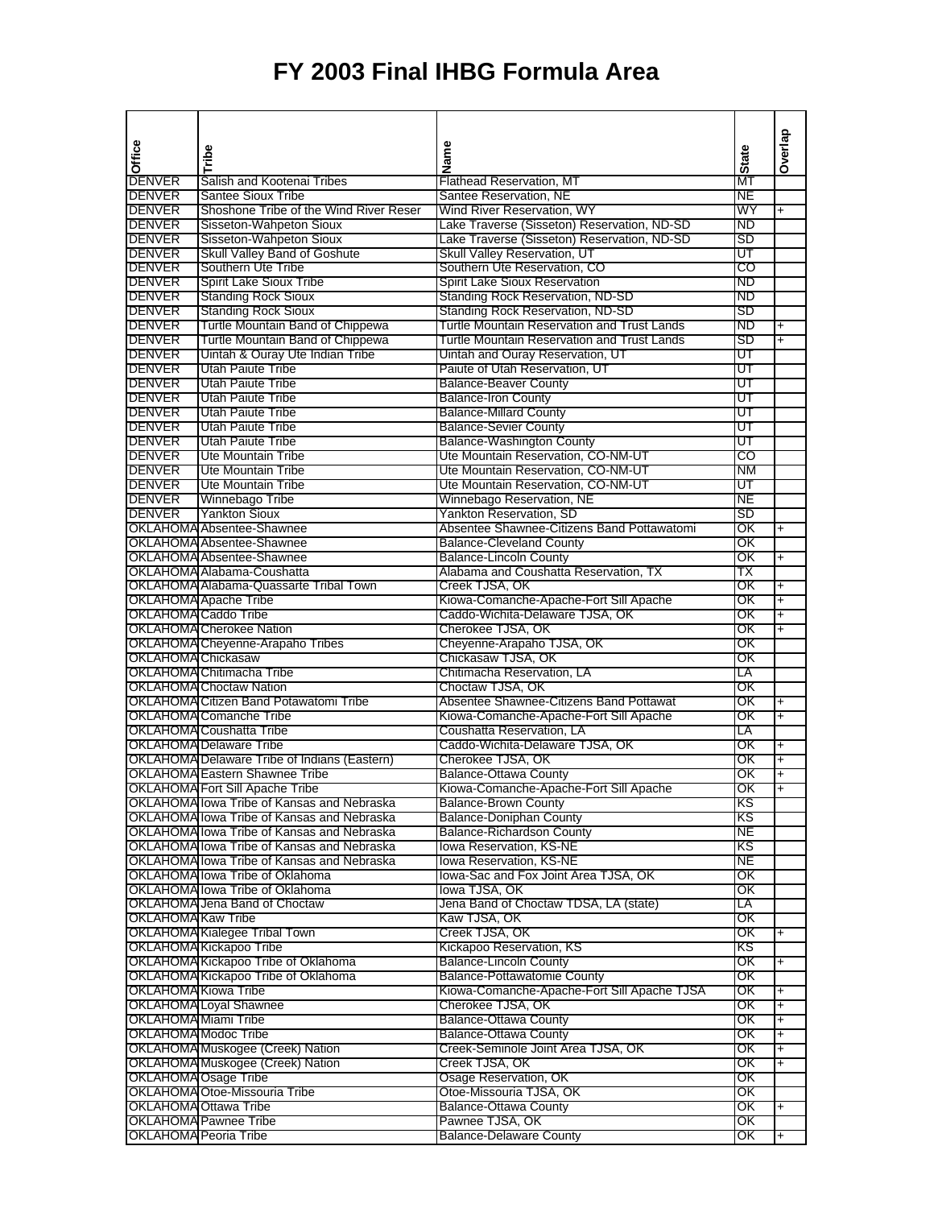# FY 2003 Final IHBG Formula Area

| Office | Tribe | Name | State | Overlap |
|---|---|---|---|---|
| DENVER | Salish and Kootenai Tribes | Flathead Reservation, MT | MT | |
| DENVER | Santee Sioux Tribe | Santee Reservation, NE | NE | |
| DENVER | Shoshone Tribe of the Wind River Reser | Wind River Reservation, WY | WY | + |
| DENVER | Sisseton-Wahpeton Sioux | Lake Traverse (Sisseton) Reservation, ND-SD | ND | |
| DENVER | Sisseton-Wahpeton Sioux | Lake Traverse (Sisseton) Reservation, ND-SD | SD | |
| DENVER | Skull Valley Band of Goshute | Skull Valley Reservation, UT | UT | |
| DENVER | Southern Ute Tribe | Southern Ute Reservation, CO | CO | |
| DENVER | Spirit Lake Sioux Tribe | Spirit Lake Sioux Reservation | ND | |
| DENVER | Standing Rock Sioux | Standing Rock Reservation, ND-SD | ND | |
| DENVER | Standing Rock Sioux | Standing Rock Reservation, ND-SD | SD | |
| DENVER | Turtle Mountain Band of Chippewa | Turtle Mountain Reservation and Trust Lands | ND | + |
| DENVER | Turtle Mountain Band of Chippewa | Turtle Mountain Reservation and Trust Lands | SD | + |
| DENVER | Uintah & Ouray Ute Indian Tribe | Uintah and Ouray Reservation, UT | UT | |
| DENVER | Utah Paiute Tribe | Paiute of Utah Reservation, UT | UT | |
| DENVER | Utah Paiute Tribe | Balance-Beaver County | UT | |
| DENVER | Utah Paiute Tribe | Balance-Iron County | UT | |
| DENVER | Utah Paiute Tribe | Balance-Millard County | UT | |
| DENVER | Utah Paiute Tribe | Balance-Sevier County | UT | |
| DENVER | Utah Paiute Tribe | Balance-Washington County | UT | |
| DENVER | Ute Mountain Tribe | Ute Mountain Reservation, CO-NM-UT | CO | |
| DENVER | Ute Mountain Tribe | Ute Mountain Reservation, CO-NM-UT | NM | |
| DENVER | Ute Mountain Tribe | Ute Mountain Reservation, CO-NM-UT | UT | |
| DENVER | Winnebago Tribe | Winnebago Reservation, NE | NE | |
| DENVER | Yankton Sioux | Yankton Reservation, SD | SD | |
| OKLAHOMA | Absentee-Shawnee | Absentee Shawnee-Citizens Band Pottawatomi | OK | + |
| OKLAHOMA | Absentee-Shawnee | Balance-Cleveland County | OK | |
| OKLAHOMA | Absentee-Shawnee | Balance-Lincoln County | OK | + |
| OKLAHOMA | Alabama-Coushatta | Alabama and Coushatta Reservation, TX | TX | |
| OKLAHOMA | Alabama-Quassarte Tribal Town | Creek TJSA, OK | OK | + |
| OKLAHOMA | Apache Tribe | Kiowa-Comanche-Apache-Fort Sill Apache | OK | + |
| OKLAHOMA | Caddo Tribe | Caddo-Wichita-Delaware TJSA, OK | OK | + |
| OKLAHOMA | Cherokee Nation | Cherokee TJSA, OK | OK | + |
| OKLAHOMA | Cheyenne-Arapaho Tribes | Cheyenne-Arapaho TJSA, OK | OK | |
| OKLAHOMA | Chickasaw | Chickasaw TJSA, OK | OK | |
| OKLAHOMA | Chitimacha Tribe | Chitimacha Reservation, LA | LA | |
| OKLAHOMA | Choctaw Nation | Choctaw TJSA, OK | OK | |
| OKLAHOMA | Citizen Band Potawatomi Tribe | Absentee Shawnee-Citizens Band Pottawat | OK | + |
| OKLAHOMA | Comanche Tribe | Kiowa-Comanche-Apache-Fort Sill Apache | OK | + |
| OKLAHOMA | Coushatta Tribe | Coushatta Reservation, LA | LA | |
| OKLAHOMA | Delaware Tribe | Caddo-Wichita-Delaware TJSA, OK | OK | + |
| OKLAHOMA | Delaware Tribe of Indians (Eastern) | Cherokee TJSA, OK | OK | + |
| OKLAHOMA | Eastern Shawnee Tribe | Balance-Ottawa County | OK | + |
| OKLAHOMA | Fort Sill Apache Tribe | Kiowa-Comanche-Apache-Fort Sill Apache | OK | + |
| OKLAHOMA | Iowa Tribe of Kansas and Nebraska | Balance-Brown County | KS | |
| OKLAHOMA | Iowa Tribe of Kansas and Nebraska | Balance-Doniphan County | KS | |
| OKLAHOMA | Iowa Tribe of Kansas and Nebraska | Balance-Richardson County | NE | |
| OKLAHOMA | Iowa Tribe of Kansas and Nebraska | Iowa Reservation, KS-NE | KS | |
| OKLAHOMA | Iowa Tribe of Kansas and Nebraska | Iowa Reservation, KS-NE | NE | |
| OKLAHOMA | Iowa Tribe of Oklahoma | Iowa-Sac and Fox Joint Area TJSA, OK | OK | |
| OKLAHOMA | Iowa Tribe of Oklahoma | Iowa TJSA, OK | OK | |
| OKLAHOMA | Jena Band of Choctaw | Jena Band of Choctaw TDSA, LA (state) | LA | |
| OKLAHOMA | Kaw Tribe | Kaw TJSA, OK | OK | |
| OKLAHOMA | Kialegee Tribal Town | Creek TJSA, OK | OK | + |
| OKLAHOMA | Kickapoo Tribe | Kickapoo Reservation, KS | KS | |
| OKLAHOMA | Kickapoo Tribe of Oklahoma | Balance-Lincoln County | OK | + |
| OKLAHOMA | Kickapoo Tribe of Oklahoma | Balance-Pottawatomie County | OK | |
| OKLAHOMA | Kiowa Tribe | Kiowa-Comanche-Apache-Fort Sill Apache TJSA | OK | + |
| OKLAHOMA | Loyal Shawnee | Cherokee TJSA, OK | OK | + |
| OKLAHOMA | Miami Tribe | Balance-Ottawa County | OK | + |
| OKLAHOMA | Modoc Tribe | Balance-Ottawa County | OK | + |
| OKLAHOMA | Muskogee (Creek) Nation | Creek-Seminole Joint Area TJSA, OK | OK | + |
| OKLAHOMA | Muskogee (Creek) Nation | Creek TJSA, OK | OK | + |
| OKLAHOMA | Osage Tribe | Osage Reservation, OK | OK | |
| OKLAHOMA | Otoe-Missouria Tribe | Otoe-Missouria TJSA, OK | OK | |
| OKLAHOMA | Ottawa Tribe | Balance-Ottawa County | OK | + |
| OKLAHOMA | Pawnee Tribe | Pawnee TJSA, OK | OK | |
| OKLAHOMA | Peoria Tribe | Balance-Delaware County | OK | + |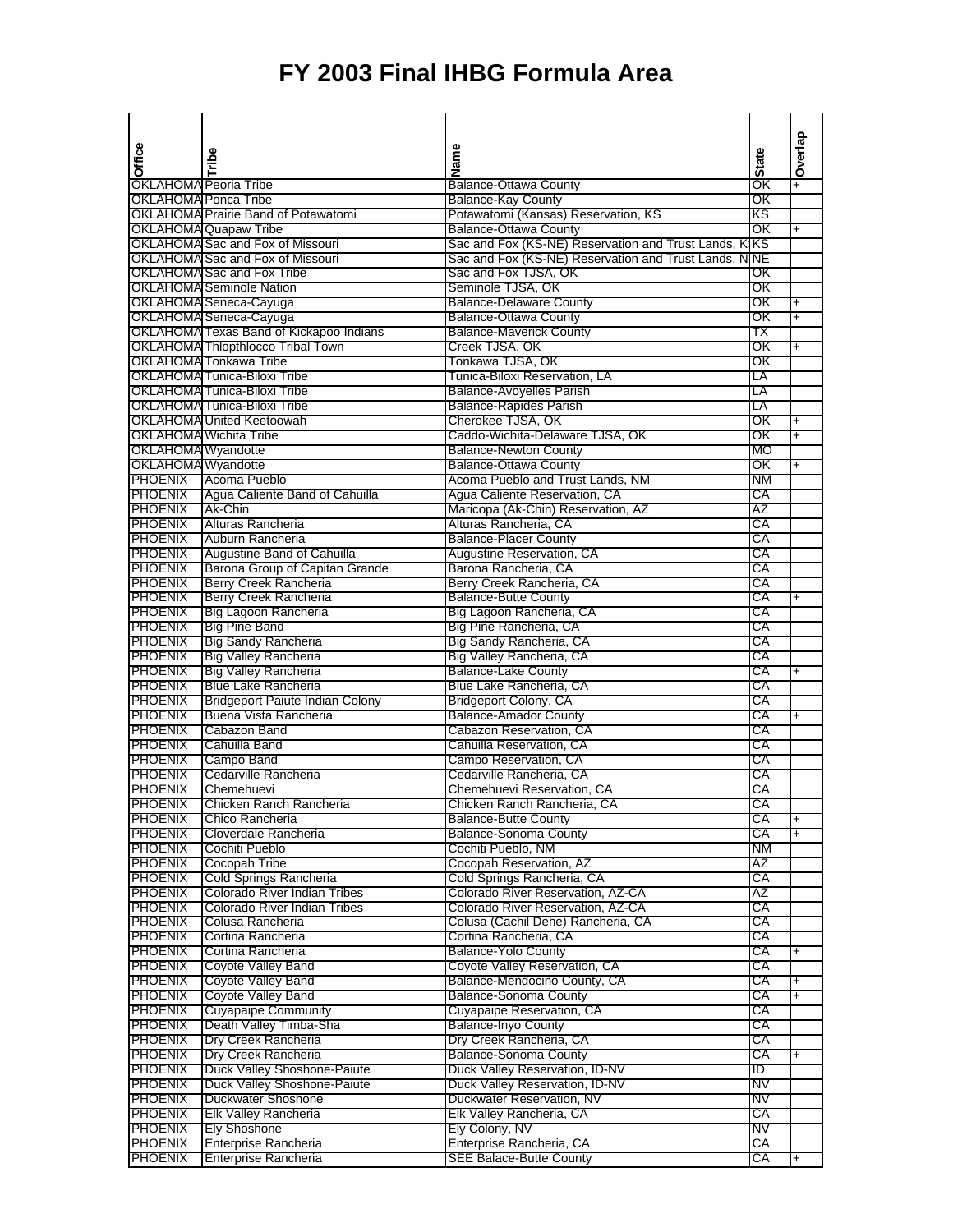# FY 2003 Final IHBG Formula Area

| Office | Tribe | Name | State | Overlap |
|---|---|---|---|---|
| OKLAHOMA | Peoria Tribe | Balance-Ottawa County | OK | + |
| OKLAHOMA | Ponca Tribe | Balance-Kay County | OK | |
| OKLAHOMA | Prairie Band of Potawatomi | Potawatomi (Kansas) Reservation, KS | KS | |
| OKLAHOMA | Quapaw Tribe | Balance-Ottawa County | OK | + |
| OKLAHOMA | Sac and Fox of Missouri | Sac and Fox (KS-NE) Reservation and Trust Lands, K | KS | |
| OKLAHOMA | Sac and Fox of Missouri | Sac and Fox (KS-NE) Reservation and Trust Lands, N | NE | |
| OKLAHOMA | Sac and Fox Tribe | Sac and Fox TJSA, OK | OK | |
| OKLAHOMA | Seminole Nation | Seminole TJSA, OK | OK | |
| OKLAHOMA | Seneca-Cayuga | Balance-Delaware County | OK | + |
| OKLAHOMA | Seneca-Cayuga | Balance-Ottawa County | OK | + |
| OKLAHOMA | Texas Band of Kickapoo Indians | Balance-Maverick County | TX | |
| OKLAHOMA | Thlopthlocco Tribal Town | Creek TJSA, OK | OK | + |
| OKLAHOMA | Tonkawa Tribe | Tonkawa TJSA, OK | OK | |
| OKLAHOMA | Tunica-Biloxi Tribe | Tunica-Biloxi Reservation, LA | LA | |
| OKLAHOMA | Tunica-Biloxi Tribe | Balance-Avoyelles Parish | LA | |
| OKLAHOMA | Tunica-Biloxi Tribe | Balance-Rapides Parish | LA | |
| OKLAHOMA | United Keetoowah | Cherokee TJSA, OK | OK | + |
| OKLAHOMA | Wichita Tribe | Caddo-Wichita-Delaware TJSA, OK | OK | + |
| OKLAHOMA | Wyandotte | Balance-Newton County | MO | |
| OKLAHOMA | Wyandotte | Balance-Ottawa County | OK | + |
| PHOENIX | Acoma Pueblo | Acoma Pueblo and Trust Lands, NM | NM | |
| PHOENIX | Agua Caliente Band of Cahuilla | Agua Caliente Reservation, CA | CA | |
| PHOENIX | Ak-Chin | Maricopa (Ak-Chin) Reservation, AZ | AZ | |
| PHOENIX | Alturas Rancheria | Alturas Rancheria, CA | CA | |
| PHOENIX | Auburn Rancheria | Balance-Placer County | CA | |
| PHOENIX | Augustine Band of Cahuilla | Augustine Reservation, CA | CA | |
| PHOENIX | Barona Group of Capitan Grande | Barona Rancheria, CA | CA | |
| PHOENIX | Berry Creek Rancheria | Berry Creek Rancheria, CA | CA | |
| PHOENIX | Berry Creek Rancheria | Balance-Butte County | CA | + |
| PHOENIX | Big Lagoon Rancheria | Big Lagoon Rancheria, CA | CA | |
| PHOENIX | Big Pine Band | Big Pine Rancheria, CA | CA | |
| PHOENIX | Big Sandy Rancheria | Big Sandy Rancheria, CA | CA | |
| PHOENIX | Big Valley Rancheria | Big Valley Rancheria, CA | CA | |
| PHOENIX | Big Valley Rancheria | Balance-Lake County | CA | + |
| PHOENIX | Blue Lake Rancheria | Blue Lake Rancheria, CA | CA | |
| PHOENIX | Bridgeport Paiute Indian Colony | Bridgeport Colony, CA | CA | |
| PHOENIX | Buena Vista Rancheria | Balance-Amador County | CA | + |
| PHOENIX | Cabazon Band | Cabazon Reservation, CA | CA | |
| PHOENIX | Cahuilla Band | Cahuilla Reservation, CA | CA | |
| PHOENIX | Campo Band | Campo Reservation, CA | CA | |
| PHOENIX | Cedarville Rancheria | Cedarville Rancheria, CA | CA | |
| PHOENIX | Chemehuevi | Chemehuevi Reservation, CA | CA | |
| PHOENIX | Chicken Ranch Rancheria | Chicken Ranch Rancheria, CA | CA | |
| PHOENIX | Chico Rancheria | Balance-Butte County | CA | + |
| PHOENIX | Cloverdale Rancheria | Balance-Sonoma County | CA | + |
| PHOENIX | Cochiti Pueblo | Cochiti Pueblo, NM | NM | |
| PHOENIX | Cocopah Tribe | Cocopah Reservation, AZ | AZ | |
| PHOENIX | Cold Springs Rancheria | Cold Springs Rancheria, CA | CA | |
| PHOENIX | Colorado River Indian Tribes | Colorado River Reservation, AZ-CA | AZ | |
| PHOENIX | Colorado River Indian Tribes | Colorado River Reservation, AZ-CA | CA | |
| PHOENIX | Colusa Rancheria | Colusa (Cachil Dehe) Rancheria, CA | CA | |
| PHOENIX | Cortina Rancheria | Cortina Rancheria, CA | CA | |
| PHOENIX | Cortina Rancheria | Balance-Yolo County | CA | + |
| PHOENIX | Coyote Valley Band | Coyote Valley Reservation, CA | CA | |
| PHOENIX | Coyote Valley Band | Balance-Mendocino County, CA | CA | + |
| PHOENIX | Coyote Valley Band | Balance-Sonoma County | CA | + |
| PHOENIX | Cuyapaipe Community | Cuyapaipe Reservation, CA | CA | |
| PHOENIX | Death Valley Timba-Sha | Balance-Inyo County | CA | |
| PHOENIX | Dry Creek Rancheria | Dry Creek Rancheria, CA | CA | |
| PHOENIX | Dry Creek Rancheria | Balance-Sonoma County | CA | + |
| PHOENIX | Duck Valley Shoshone-Paiute | Duck Valley Reservation, ID-NV | ID | |
| PHOENIX | Duck Valley Shoshone-Paiute | Duck Valley Reservation, ID-NV | NV | |
| PHOENIX | Duckwater Shoshone | Duckwater Reservation, NV | NV | |
| PHOENIX | Elk Valley Rancheria | Elk Valley Rancheria, CA | CA | |
| PHOENIX | Ely Shoshone | Ely Colony, NV | NV | |
| PHOENIX | Enterprise Rancheria | Enterprise Rancheria, CA | CA | |
| PHOENIX | Enterprise Rancheria | SEE Balace-Butte County | CA | + |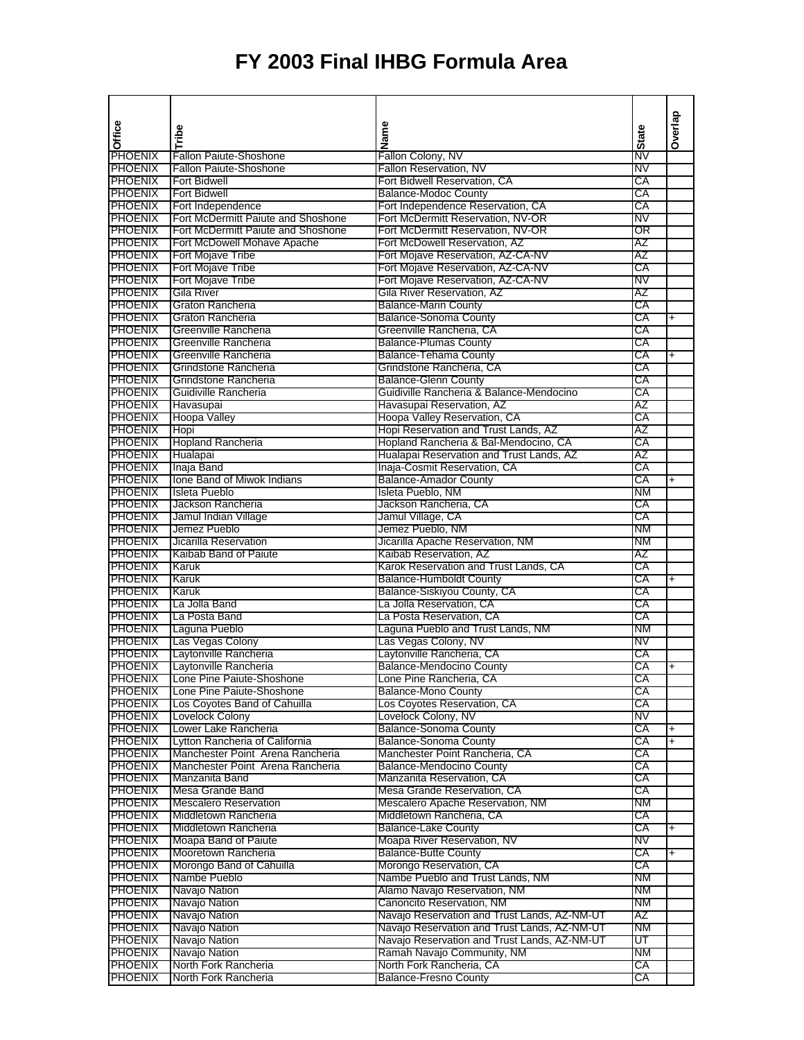# FY 2003 Final IHBG Formula Area

| Office | Tribe | Name | State | Overlap |
|---|---|---|---|---|
| PHOENIX | Fallon Paiute-Shoshone | Fallon Colony, NV | NV | |
| PHOENIX | Fallon Paiute-Shoshone | Fallon Reservation, NV | NV | |
| PHOENIX | Fort Bidwell | Fort Bidwell Reservation, CA | CA | |
| PHOENIX | Fort Bidwell | Balance-Modoc County | CA | |
| PHOENIX | Fort Independence | Fort Independence Reservation, CA | CA | |
| PHOENIX | Fort McDermitt Paiute and Shoshone | Fort McDermitt Reservation, NV-OR | NV | |
| PHOENIX | Fort McDermitt Paiute and Shoshone | Fort McDermitt Reservation, NV-OR | OR | |
| PHOENIX | Fort McDowell Mohave Apache | Fort McDowell Reservation, AZ | AZ | |
| PHOENIX | Fort Mojave Tribe | Fort Mojave Reservation, AZ-CA-NV | AZ | |
| PHOENIX | Fort Mojave Tribe | Fort Mojave Reservation, AZ-CA-NV | CA | |
| PHOENIX | Fort Mojave Tribe | Fort Mojave Reservation, AZ-CA-NV | NV | |
| PHOENIX | Gila River | Gila River Reservation, AZ | AZ | |
| PHOENIX | Graton Rancheria | Balance-Marin County | CA | |
| PHOENIX | Graton Rancheria | Balance-Sonoma County | CA | + |
| PHOENIX | Greenville Rancheria | Greenville Rancheria, CA | CA | |
| PHOENIX | Greenville Rancheria | Balance-Plumas County | CA | |
| PHOENIX | Greenville Rancheria | Balance-Tehama County | CA | + |
| PHOENIX | Grindstone Rancheria | Grindstone Rancheria, CA | CA | |
| PHOENIX | Grindstone Rancheria | Balance-Glenn County | CA | |
| PHOENIX | Guidiville Rancheria | Guidiville Rancheria & Balance-Mendocino | CA | |
| PHOENIX | Havasupai | Havasupai Reservation, AZ | AZ | |
| PHOENIX | Hoopa Valley | Hoopa Valley Reservation, CA | CA | |
| PHOENIX | Hopi | Hopi Reservation and Trust Lands, AZ | AZ | |
| PHOENIX | Hopland Rancheria | Hopland Rancheria & Bal-Mendocino, CA | CA | |
| PHOENIX | Hualapai | Hualapai Reservation and Trust Lands, AZ | AZ | |
| PHOENIX | Inaja Band | Inaja-Cosmit Reservation, CA | CA | |
| PHOENIX | Ione Band of Miwok Indians | Balance-Amador County | CA | + |
| PHOENIX | Isleta Pueblo | Isleta Pueblo, NM | NM | |
| PHOENIX | Jackson Rancheria | Jackson Rancheria, CA | CA | |
| PHOENIX | Jamul Indian Village | Jamul Village, CA | CA | |
| PHOENIX | Jemez Pueblo | Jemez Pueblo, NM | NM | |
| PHOENIX | Jicarilla Reservation | Jicarilla Apache Reservation, NM | NM | |
| PHOENIX | Kaibab Band of Paiute | Kaibab Reservation, AZ | AZ | |
| PHOENIX | Karuk | Karok Reservation and Trust Lands, CA | CA | |
| PHOENIX | Karuk | Balance-Humboldt County | CA | + |
| PHOENIX | Karuk | Balance-Siskiyou County, CA | CA | |
| PHOENIX | La Jolla Band | La Jolla Reservation, CA | CA | |
| PHOENIX | La Posta Band | La Posta Reservation, CA | CA | |
| PHOENIX | Laguna Pueblo | Laguna Pueblo and Trust Lands, NM | NM | |
| PHOENIX | Las Vegas Colony | Las Vegas Colony, NV | NV | |
| PHOENIX | Laytonville Rancheria | Laytonville Rancheria, CA | CA | |
| PHOENIX | Laytonville Rancheria | Balance-Mendocino County | CA | + |
| PHOENIX | Lone Pine Paiute-Shoshone | Lone Pine Rancheria, CA | CA | |
| PHOENIX | Lone Pine Paiute-Shoshone | Balance-Mono County | CA | |
| PHOENIX | Los Coyotes Band of Cahuilla | Los Coyotes Reservation, CA | CA | |
| PHOENIX | Lovelock Colony | Lovelock Colony, NV | NV | |
| PHOENIX | Lower Lake Rancheria | Balance-Sonoma County | CA | + |
| PHOENIX | Lytton Rancheria of California | Balance-Sonoma County | CA | + |
| PHOENIX | Manchester Point Arena Rancheria | Manchester Point Rancheria, CA | CA | |
| PHOENIX | Manchester Point Arena Rancheria | Balance-Mendocino County | CA | |
| PHOENIX | Manzanita Band | Manzanita Reservation, CA | CA | |
| PHOENIX | Mesa Grande Band | Mesa Grande Reservation, CA | CA | |
| PHOENIX | Mescalero Reservation | Mescalero Apache Reservation, NM | NM | |
| PHOENIX | Middletown Rancheria | Middletown Rancheria, CA | CA | |
| PHOENIX | Middletown Rancheria | Balance-Lake County | CA | + |
| PHOENIX | Moapa Band of Paiute | Moapa River Reservation, NV | NV | |
| PHOENIX | Mooretown Rancheria | Balance-Butte County | CA | + |
| PHOENIX | Morongo Band of Cahuilla | Morongo Reservation, CA | CA | |
| PHOENIX | Nambe Pueblo | Nambe Pueblo and Trust Lands, NM | NM | |
| PHOENIX | Navajo Nation | Alamo Navajo Reservation, NM | NM | |
| PHOENIX | Navajo Nation | Canoncito Reservation, NM | NM | |
| PHOENIX | Navajo Nation | Navajo Reservation and Trust Lands, AZ-NM-UT | AZ | |
| PHOENIX | Navajo Nation | Navajo Reservation and Trust Lands, AZ-NM-UT | NM | |
| PHOENIX | Navajo Nation | Navajo Reservation and Trust Lands, AZ-NM-UT | UT | |
| PHOENIX | Navajo Nation | Ramah Navajo Community, NM | NM | |
| PHOENIX | North Fork Rancheria | North Fork Rancheria, CA | CA | |
| PHOENIX | North Fork Rancheria | Balance-Fresno County | CA | |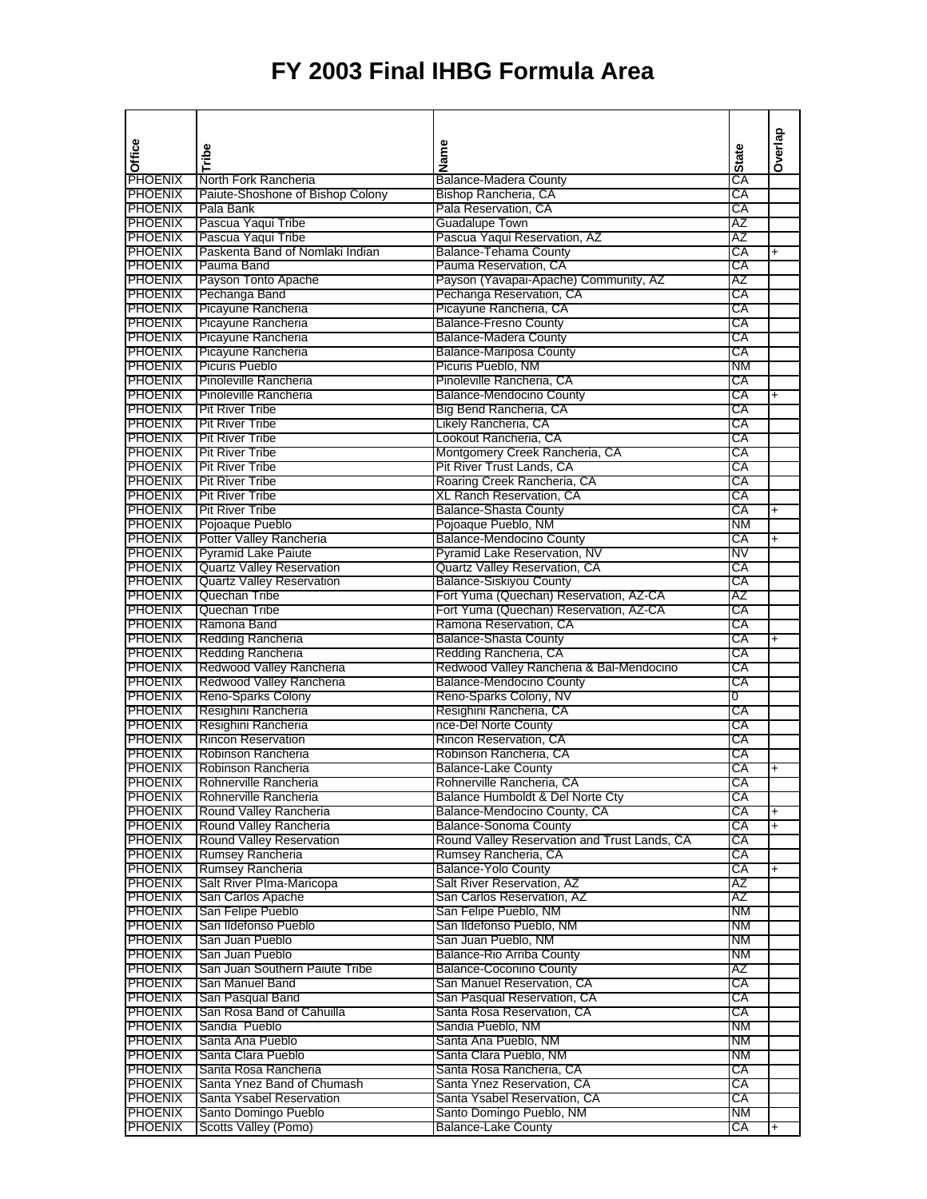# FY 2003 Final IHBG Formula Area

| Office | Tribe | Name | State | Overlap |
|---|---|---|---|---|
| PHOENIX | North Fork Rancheria | Balance-Madera County | CA | |
| PHOENIX | Paiute-Shoshone of Bishop Colony | Bishop Rancheria, CA | CA | |
| PHOENIX | Pala Bank | Pala Reservation, CA | CA | |
| PHOENIX | Pascua Yaqui Tribe | Guadalupe Town | AZ | |
| PHOENIX | Pascua Yaqui Tribe | Pascua Yaqui Reservation, AZ | AZ | |
| PHOENIX | Paskenta Band of Nomlaki Indian | Balance-Tehama County | CA | + |
| PHOENIX | Pauma Band | Pauma Reservation, CA | CA | |
| PHOENIX | Payson Tonto Apache | Payson (Yavapai-Apache) Community, AZ | AZ | |
| PHOENIX | Pechanga Band | Pechanga Reservation, CA | CA | |
| PHOENIX | Picayune Rancheria | Picayune Rancheria, CA | CA | |
| PHOENIX | Picayune Rancheria | Balance-Fresno County | CA | |
| PHOENIX | Picayune Rancheria | Balance-Madera County | CA | |
| PHOENIX | Picayune Rancheria | Balance-Mariposa County | CA | |
| PHOENIX | Picuris Pueblo | Picuris Pueblo, NM | NM | |
| PHOENIX | Pinoleville Rancheria | Pinoleville Rancheria, CA | CA | |
| PHOENIX | Pinoleville Rancheria | Balance-Mendocino County | CA | + |
| PHOENIX | Pit River Tribe | Big Bend Rancheria, CA | CA | |
| PHOENIX | Pit River Tribe | Likely Rancheria, CA | CA | |
| PHOENIX | Pit River Tribe | Lookout Rancheria, CA | CA | |
| PHOENIX | Pit River Tribe | Montgomery Creek Rancheria, CA | CA | |
| PHOENIX | Pit River Tribe | Pit River Trust Lands, CA | CA | |
| PHOENIX | Pit River Tribe | Roaring Creek Rancheria, CA | CA | |
| PHOENIX | Pit River Tribe | XL Ranch Reservation, CA | CA | |
| PHOENIX | Pit River Tribe | Balance-Shasta County | CA | + |
| PHOENIX | Pojoaque Pueblo | Pojoaque Pueblo, NM | NM | |
| PHOENIX | Potter Valley Rancheria | Balance-Mendocino County | CA | + |
| PHOENIX | Pyramid Lake Paiute | Pyramid Lake Reservation, NV | NV | |
| PHOENIX | Quartz Valley Reservation | Quartz Valley Reservation, CA | CA | |
| PHOENIX | Quartz Valley Reservation | Balance-Siskiyou County | CA | |
| PHOENIX | Quechan Tribe | Fort Yuma (Quechan) Reservation, AZ-CA | AZ | |
| PHOENIX | Quechan Tribe | Fort Yuma (Quechan) Reservation, AZ-CA | CA | |
| PHOENIX | Ramona Band | Ramona Reservation, CA | CA | |
| PHOENIX | Redding Rancheria | Balance-Shasta County | CA | + |
| PHOENIX | Redding Rancheria | Redding Rancheria, CA | CA | |
| PHOENIX | Redwood Valley Rancheria | Redwood Valley Rancheria & Bal-Mendocino | CA | |
| PHOENIX | Redwood Valley Rancheria | Balance-Mendocino County | CA | |
| PHOENIX | Reno-Sparks Colony | Reno-Sparks Colony, NV | 0 | |
| PHOENIX | Resighini Rancheria | Resighini Rancheria, CA | CA | |
| PHOENIX | Resighini Rancheria | nce-Del Norte County | CA | |
| PHOENIX | Rincon Reservation | Rincon Reservation, CA | CA | |
| PHOENIX | Robinson Rancheria | Robinson Rancheria, CA | CA | |
| PHOENIX | Robinson Rancheria | Balance-Lake County | CA | + |
| PHOENIX | Rohnerville Rancheria | Rohnerville Rancheria, CA | CA | |
| PHOENIX | Rohnerville Rancheria | Balance Humboldt & Del Norte Cty | CA | |
| PHOENIX | Round Valley Rancheria | Balance-Mendocino County, CA | CA | + |
| PHOENIX | Round Valley Rancheria | Balance-Sonoma County | CA | + |
| PHOENIX | Round Valley Reservation | Round Valley Reservation and Trust Lands, CA | CA | |
| PHOENIX | Rumsey Rancheria | Rumsey Rancheria, CA | CA | |
| PHOENIX | Rumsey Rancheria | Balance-Yolo County | CA | + |
| PHOENIX | Salt River PIma-Maricopa | Salt River Reservation, AZ | AZ | |
| PHOENIX | San Carlos Apache | San Carlos Reservation, AZ | AZ | |
| PHOENIX | San Felipe Pueblo | San Felipe Pueblo, NM | NM | |
| PHOENIX | San Ildefonso Pueblo | San Ildefonso Pueblo, NM | NM | |
| PHOENIX | San Juan Pueblo | San Juan Pueblo, NM | NM | |
| PHOENIX | San Juan Pueblo | Balance-Rio Arriba County | NM | |
| PHOENIX | San Juan Southern Paiute Tribe | Balance-Coconino County | AZ | |
| PHOENIX | San Manuel Band | San Manuel Reservation, CA | CA | |
| PHOENIX | San Pasqual Band | San Pasqual Reservation, CA | CA | |
| PHOENIX | San Rosa Band of Cahuilla | Santa Rosa Reservation, CA | CA | |
| PHOENIX | Sandia Pueblo | Sandia Pueblo, NM | NM | |
| PHOENIX | Santa Ana Pueblo | Santa Ana Pueblo, NM | NM | |
| PHOENIX | Santa Clara Pueblo | Santa Clara Pueblo, NM | NM | |
| PHOENIX | Santa Rosa Rancheria | Santa Rosa Rancheria, CA | CA | |
| PHOENIX | Santa Ynez Band of Chumash | Santa Ynez Reservation, CA | CA | |
| PHOENIX | Santa Ysabel Reservation | Santa Ysabel Reservation, CA | CA | |
| PHOENIX | Santo Domingo Pueblo | Santo Domingo Pueblo, NM | NM | |
| PHOENIX | Scotts Valley (Pomo) | Balance-Lake County | CA | + |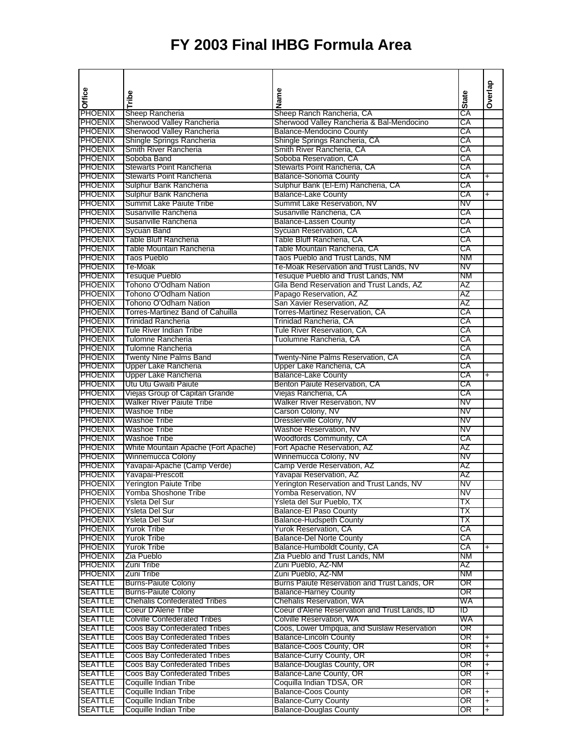# FY 2003 Final IHBG Formula Area

| Office | Tribe | Name | State | Overlap |
|---|---|---|---|---|
| PHOENIX | Sheep Rancheria | Sheep Ranch Rancheria, CA | CA | |
| PHOENIX | Sherwood Valley Rancheria | Sherwood Valley Rancheria & Bal-Mendocino | CA | |
| PHOENIX | Sherwood Valley Rancheria | Balance-Mendocino County | CA | |
| PHOENIX | Shingle Springs Rancheria | Shingle Springs Rancheria, CA | CA | |
| PHOENIX | Smith River Rancheria | Smith River Rancheria, CA | CA | |
| PHOENIX | Soboba Band | Soboba Reservation, CA | CA | |
| PHOENIX | Stewarts Point Rancheria | Stewarts Point Rancheria, CA | CA | |
| PHOENIX | Stewarts Point Rancheria | Balance-Sonoma County | CA | + |
| PHOENIX | Sulphur Bank Rancheria | Sulphur Bank (El-Em) Rancheria, CA | CA | |
| PHOENIX | Sulphur Bank Rancheria | Balance-Lake County | CA | + |
| PHOENIX | Summit Lake Paiute Tribe | Summit Lake Reservation, NV | NV | |
| PHOENIX | Susanville Rancheria | Susanville Rancheria, CA | CA | |
| PHOENIX | Susanville Rancheria | Balance-Lassen County | CA | |
| PHOENIX | Sycuan Band | Sycuan Reservation, CA | CA | |
| PHOENIX | Table Bluff Rancheria | Table Bluff Rancheria, CA | CA | |
| PHOENIX | Table Mountain Rancheria | Table Mountain Rancheria, CA | CA | |
| PHOENIX | Taos Pueblo | Taos Pueblo and Trust Lands, NM | NM | |
| PHOENIX | Te-Moak | Te-Moak Reservation and Trust Lands, NV | NV | |
| PHOENIX | Tesuque Pueblo | Tesuque Pueblo and Trust Lands, NM | NM | |
| PHOENIX | Tohono O'Odham Nation | Gila Bend Reservation and Trust Lands, AZ | AZ | |
| PHOENIX | Tohono O'Odham Nation | Papago Reservation, AZ | AZ | |
| PHOENIX | Tohono O'Odham Nation | San Xavier Reservation, AZ | AZ | |
| PHOENIX | Torres-Martinez Band of Cahuilla | Torres-Martinez Reservation, CA | CA | |
| PHOENIX | Trinidad Rancheria | Trinidad Rancheria, CA | CA | |
| PHOENIX | Tule River Indian Tribe | Tule River Reservation, CA | CA | |
| PHOENIX | Tulomne Rancheria | Tuolumne Rancheria, CA | CA | |
| PHOENIX | Tulomne Rancheria | | CA | |
| PHOENIX | Twenty Nine Palms Band | Twenty-Nine Palms Reservation, CA | CA | |
| PHOENIX | Upper Lake Rancheria | Upper Lake Rancheria, CA | CA | |
| PHOENIX | Upper Lake Rancheria | Balance-Lake County | CA | + |
| PHOENIX | Utu Utu Gwaiti Paiute | Benton Paiute Reservation, CA | CA | |
| PHOENIX | Viejas Group of Capitan Grande | Viejas Rancheria, CA | CA | |
| PHOENIX | Walker River Paiute Tribe | Walker River Reservation, NV | NV | |
| PHOENIX | Washoe Tribe | Carson Colony, NV | NV | |
| PHOENIX | Washoe Tribe | Dresslerville Colony, NV | NV | |
| PHOENIX | Washoe Tribe | Washoe Reservation, NV | NV | |
| PHOENIX | Washoe Tribe | Woodfords Community, CA | CA | |
| PHOENIX | White Mountain Apache (Fort Apache) | Fort Apache Reservation, AZ | AZ | |
| PHOENIX | Winnemucca Colony | Winnemucca Colony, NV | NV | |
| PHOENIX | Yavapai-Apache (Camp Verde) | Camp Verde Reservation, AZ | AZ | |
| PHOENIX | Yavapai-Prescott | Yavapai Reservation, AZ | AZ | |
| PHOENIX | Yerington Paiute Tribe | Yerington Reservation and Trust Lands, NV | NV | |
| PHOENIX | Yomba Shoshone Tribe | Yomba Reservation, NV | NV | |
| PHOENIX | Ysleta Del Sur | Ysleta del Sur Pueblo, TX | TX | |
| PHOENIX | Ysleta Del Sur | Balance-El Paso County | TX | |
| PHOENIX | Ysleta Del Sur | Balance-Hudspeth County | TX | |
| PHOENIX | Yurok Tribe | Yurok Reservation, CA | CA | |
| PHOENIX | Yurok Tribe | Balance-Del Norte County | CA | |
| PHOENIX | Yurok Tribe | Balance-Humboldt County, CA | CA | + |
| PHOENIX | Zia Pueblo | Zia Pueblo and Trust Lands, NM | NM | |
| PHOENIX | Zuni Tribe | Zuni Pueblo, AZ-NM | AZ | |
| PHOENIX | Zuni Tribe | Zuni Pueblo, AZ-NM | NM | |
| SEATTLE | Burns-Paiute Colony | Burns Paiute Reservation and Trust Lands, OR | OR | |
| SEATTLE | Burns-Paiute Colony | Balance-Harney County | OR | |
| SEATTLE | Chehalis Confederated Tribes | Chehalis Reservation, WA | WA | |
| SEATTLE | Coeur D'Alene Tribe | Coeur d'Alene Reservation and Trust Lands, ID | ID | |
| SEATTLE | Colville Confederated Tribes | Colville Reservation, WA | WA | |
| SEATTLE | Coos Bay Confederated Tribes | Coos, Lower Umpqua, and Suislaw Reservation | OR | |
| SEATTLE | Coos Bay Confederated Tribes | Balance-Lincoln County | OR | + |
| SEATTLE | Coos Bay Confederated Tribes | Balance-Coos County, OR | OR | + |
| SEATTLE | Coos Bay Confederated Tribes | Balance-Curry County, OR | OR | + |
| SEATTLE | Coos Bay Confederated Tribes | Balance-Douglas County, OR | OR | + |
| SEATTLE | Coos Bay Confederated Tribes | Balance-Lane County, OR | OR | + |
| SEATTLE | Coquille Indian Tribe | Coquilla Indian TDSA, OR | OR | |
| SEATTLE | Coquille Indian Tribe | Balance-Coos County | OR | + |
| SEATTLE | Coquille Indian Tribe | Balance-Curry County | OR | + |
| SEATTLE | Coquille Indian Tribe | Balance-Douglas County | OR | + |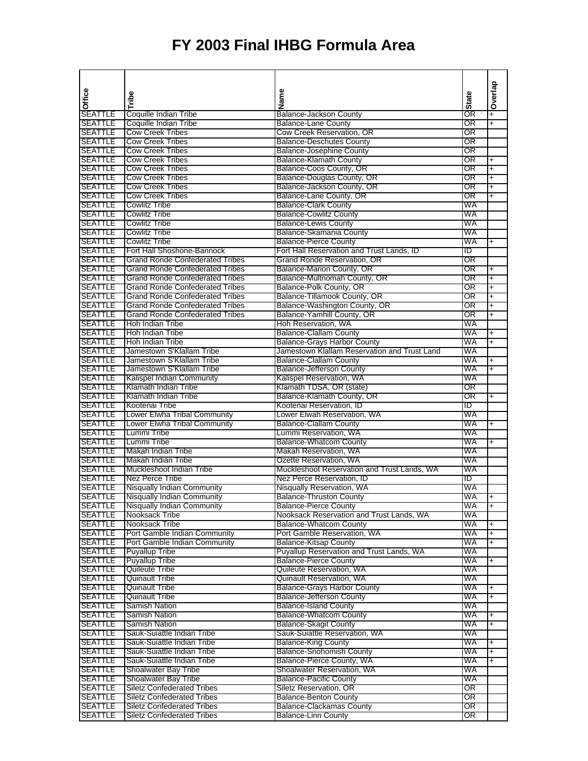# FY 2003 Final IHBG Formula Area

| Office | Tribe | Name | State | Overlap |
|---|---|---|---|---|
| SEATTLE | Coquille Indian Tribe | Balance-Jackson County | OR | + |
| SEATTLE | Coquille Indian Tribe | Balance-Lane County | OR | + |
| SEATTLE | Cow Creek Tribes | Cow Creek Reservation, OR | OR | |
| SEATTLE | Cow Creek Tribes | Balance-Deschutes County | OR | |
| SEATTLE | Cow Creek Tribes | Balance-Josephine County | OR | |
| SEATTLE | Cow Creek Tribes | Balance-Klamath County | OR | + |
| SEATTLE | Cow Creek Tribes | Balance-Coos County, OR | OR | + |
| SEATTLE | Cow Creek Tribes | Balance-Douglas County, OR | OR | + |
| SEATTLE | Cow Creek Tribes | Balance-Jackson County, OR | OR | + |
| SEATTLE | Cow Creek Tribes | Balance-Lane County, OR | OR | + |
| SEATTLE | Cowlitz Tribe | Balance-Clark County | WA | |
| SEATTLE | Cowlitz Tribe | Balance-Cowlitz County | WA | |
| SEATTLE | Cowlitz Tribe | Balance-Lewis County | WA | |
| SEATTLE | Cowlitz Tribe | Balance-Skamania County | WA | |
| SEATTLE | Cowlitz Tribe | Balance-Pierce County | WA | + |
| SEATTLE | Fort Hall Shoshone-Bannock | Fort Hall Reservation and Trust Lands, ID | ID | |
| SEATTLE | Grand Ronde Confederated Tribes | Grand Ronde Reservation, OR | OR | |
| SEATTLE | Grand Ronde Confederated Tribes | Balance-Marion County, OR | OR | + |
| SEATTLE | Grand Ronde Confederated Tribes | Balance-Multnomah County, OR | OR | + |
| SEATTLE | Grand Ronde Confederated Tribes | Balance-Polk County, OR | OR | + |
| SEATTLE | Grand Ronde Confederated Tribes | Balance-Tillamook County, OR | OR | + |
| SEATTLE | Grand Ronde Confederated Tribes | Balance-Washington County, OR | OR | + |
| SEATTLE | Grand Ronde Confederated Tribes | Balance-Yamhill County, OR | OR | + |
| SEATTLE | Hoh Indian Tribe | Hoh Reservation, WA | WA | |
| SEATTLE | Hoh Indian Tribe | Balance-Clallam County | WA | + |
| SEATTLE | Hoh Indian Tribe | Balance-Grays Harbor County | WA | + |
| SEATTLE | Jamestown S'Klallam Tribe | Jamestown Klallam Reservation and Trust Land | WA | |
| SEATTLE | Jamestown S'Klallam Tribe | Balance-Clallam County | WA | + |
| SEATTLE | Jamestown S'Klallam Tribe | Balance-Jefferson County | WA | + |
| SEATTLE | Kalispel Indian Community | Kalispel Reservation, WA | WA | |
| SEATTLE | Klamath Indian Tribe | Klamath TDSA, OR (state) | OR | |
| SEATTLE | Klamath Indian Tribe | Balance-Klamath County, OR | OR | + |
| SEATTLE | Kootenai Tribe | Kootenai Reservation, ID | ID | |
| SEATTLE | Lower Elwha Tribal Community | Lower Elwah Reservation, WA | WA | |
| SEATTLE | Lower Elwha Tribal Community | Balance-Clallam County | WA | + |
| SEATTLE | Lummi Tribe | Lummi Reservation, WA | WA | |
| SEATTLE | Lummi Tribe | Balance-Whatcom County | WA | + |
| SEATTLE | Makah Indian Tribe | Makah Reservation, WA | WA | |
| SEATTLE | Makah Indian Tribe | Ozette Reservation, WA | WA | |
| SEATTLE | Muckleshoot Indian Tribe | Muckleshoot Reservation and Trust Lands, WA | WA | |
| SEATTLE | Nez Perce Tribe | Nez Perce Reservation, ID | ID | |
| SEATTLE | Nisqually Indian Community | Nisqually Reservation, WA | WA | |
| SEATTLE | Nisqually Indian Community | Balance-Thruston County | WA | + |
| SEATTLE | Nisqually Indian Community | Balance-Pierce County | WA | + |
| SEATTLE | Nooksack Tribe | Nooksack Reservation and Trust Lands, WA | WA | |
| SEATTLE | Nooksack Tribe | Balance-Whatcom County | WA | + |
| SEATTLE | Port Gamble Indian Community | Port Gamble Reservation, WA | WA | + |
| SEATTLE | Port Gamble Indian Community | Balance-Kitsap County | WA | + |
| SEATTLE | Puyallup Tribe | Puyallup Reservation and Trust Lands, WA | WA | |
| SEATTLE | Puyallup Tribe | Balance-Pierce County | WA | + |
| SEATTLE | Quileute Tribe | Quileute Reservation, WA | WA | |
| SEATTLE | Quinault Tribe | Quinault Reservation, WA | WA | |
| SEATTLE | Quinault Tribe | Balance-Grays Harbor County | WA | + |
| SEATTLE | Quinault Tribe | Balance-Jefferson County | WA | + |
| SEATTLE | Samish Nation | Balance-Island County | WA | |
| SEATTLE | Samish Nation | Balance-Whatcom County | WA | + |
| SEATTLE | Samish Nation | Balance-Skagit County | WA | + |
| SEATTLE | Sauk-Suiattle Indian Tribe | Sauk-Suiattle Reservation, WA | WA | |
| SEATTLE | Sauk-Suiattle Indian Tribe | Balance-King County | WA | + |
| SEATTLE | Sauk-Suiattle Indian Tribe | Balance-Snohomish County | WA | + |
| SEATTLE | Sauk-Suiattle Indian Tribe | Balance-Pierce County, WA | WA | + |
| SEATTLE | Shoalwater Bay Tribe | Shoalwater Reservation, WA | WA | |
| SEATTLE | Shoalwater Bay Tribe | Balance-Pacific County | WA | |
| SEATTLE | Siletz Confederated Tribes | Siletz Reservation, OR | OR | |
| SEATTLE | Siletz Confederated Tribes | Balance-Benton County | OR | |
| SEATTLE | Siletz Confederated Tribes | Balance-Clackamas County | OR | |
| SEATTLE | Siletz Confederated Tribes | Balance-Linn County | OR | |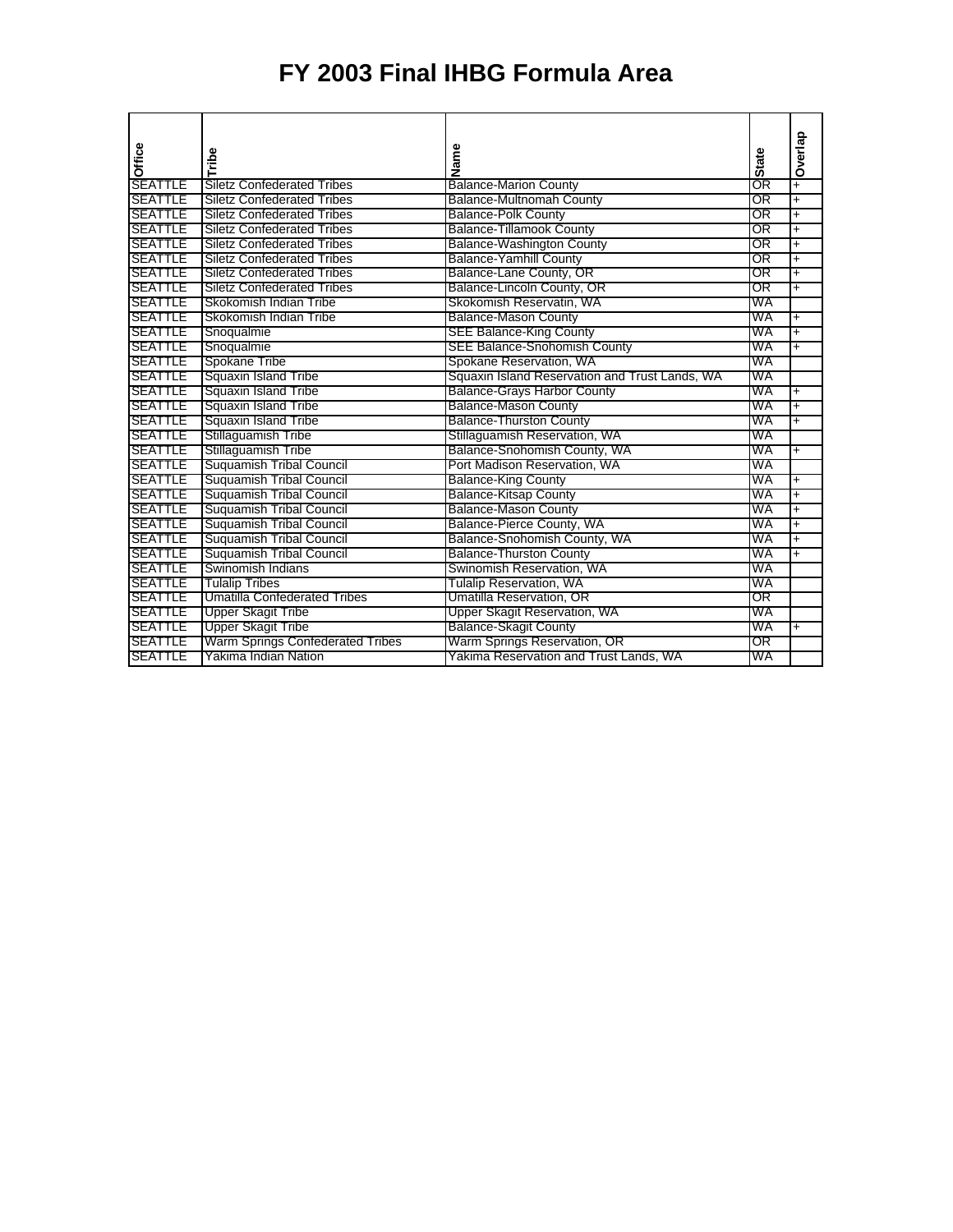# FY 2003 Final IHBG Formula Area

| Office | Tribe | Name | State | Overlap |
|---|---|---|---|---|
| SEATTLE | Siletz Confederated Tribes | Balance-Marion County | OR | + |
| SEATTLE | Siletz Confederated Tribes | Balance-Multnomah County | OR | + |
| SEATTLE | Siletz Confederated Tribes | Balance-Polk County | OR | + |
| SEATTLE | Siletz Confederated Tribes | Balance-Tillamook County | OR | + |
| SEATTLE | Siletz Confederated Tribes | Balance-Washington County | OR | + |
| SEATTLE | Siletz Confederated Tribes | Balance-Yamhill County | OR | + |
| SEATTLE | Siletz Confederated Tribes | Balance-Lane County, OR | OR | + |
| SEATTLE | Siletz Confederated Tribes | Balance-Lincoln County, OR | OR | + |
| SEATTLE | Skokomish Indian Tribe | Skokomish Reservatin, WA | WA | |
| SEATTLE | Skokomish Indian Tribe | Balance-Mason County | WA | + |
| SEATTLE | Snoqualmie | SEE Balance-King County | WA | + |
| SEATTLE | Snoqualmie | SEE Balance-Snohomish County | WA | + |
| SEATTLE | Spokane Tribe | Spokane Reservation, WA | WA | |
| SEATTLE | Squaxin Island Tribe | Squaxin Island Reservation and Trust Lands, WA | WA | |
| SEATTLE | Squaxin Island Tribe | Balance-Grays Harbor County | WA | + |
| SEATTLE | Squaxin Island Tribe | Balance-Mason County | WA | + |
| SEATTLE | Squaxin Island Tribe | Balance-Thurston County | WA | + |
| SEATTLE | Stillaguamish Tribe | Stillaguamish Reservation, WA | WA | |
| SEATTLE | Stillaguamish Tribe | Balance-Snohomish County, WA | WA | + |
| SEATTLE | Suquamish Tribal Council | Port Madison Reservation, WA | WA | |
| SEATTLE | Suquamish Tribal Council | Balance-King County | WA | + |
| SEATTLE | Suquamish Tribal Council | Balance-Kitsap County | WA | + |
| SEATTLE | Suquamish Tribal Council | Balance-Mason County | WA | + |
| SEATTLE | Suquamish Tribal Council | Balance-Pierce County, WA | WA | + |
| SEATTLE | Suquamish Tribal Council | Balance-Snohomish County, WA | WA | + |
| SEATTLE | Suquamish Tribal Council | Balance-Thurston County | WA | + |
| SEATTLE | Swinomish Indians | Swinomish Reservation, WA | WA | |
| SEATTLE | Tulalip Tribes | Tulalip Reservation, WA | WA | |
| SEATTLE | Umatilla Confederated Tribes | Umatilla Reservation, OR | OR | |
| SEATTLE | Upper Skagit Tribe | Upper Skagit Reservation, WA | WA | |
| SEATTLE | Upper Skagit Tribe | Balance-Skagit County | WA | + |
| SEATTLE | Warm Springs Confederated Tribes | Warm Springs Reservation, OR | OR | |
| SEATTLE | Yakima Indian Nation | Yakima Reservation and Trust Lands, WA | WA | |